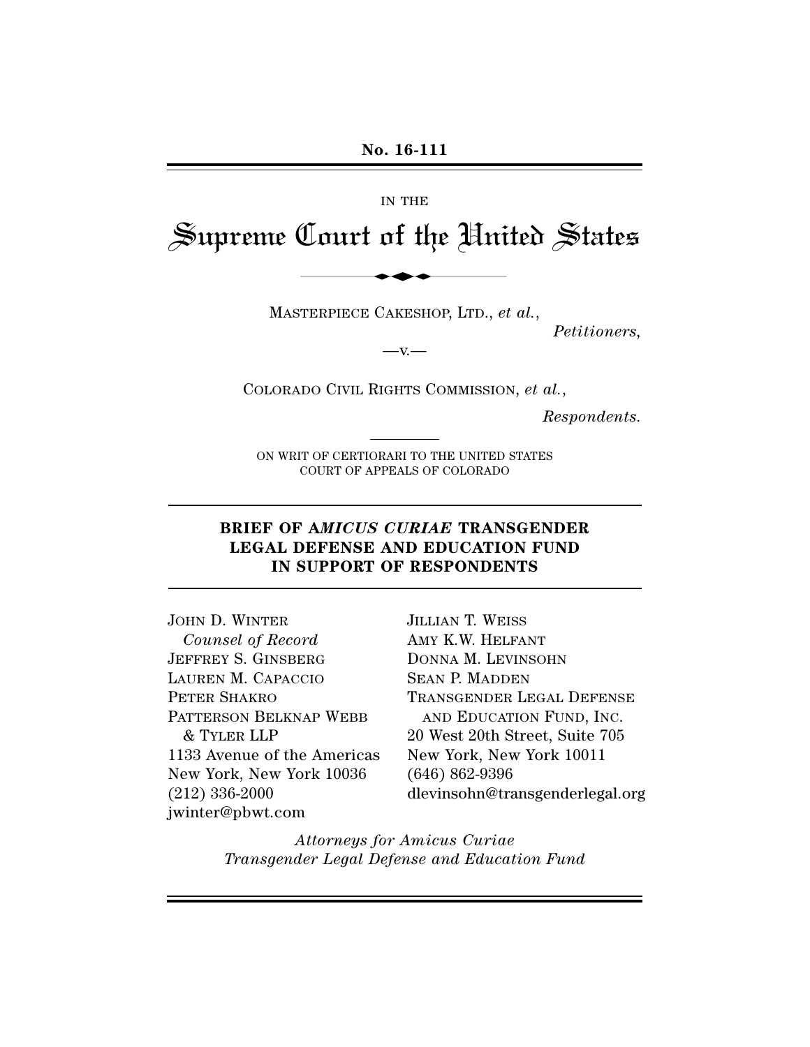**No. 16-111**

IN THE

# Supreme Court of the United States

MASTERPIECE CAKESHOP, LTD., *et al.*,

*Petitioners*,

—v.—

COLORADO CIVIL RIGHTS COMMISSION, *et al.*,

*Respondents.*

ON WRIT OF CERTIORARI TO THE UNITED STATES COURT OF APPEALS OF COLORADO

## BRIEF OF A*MICUS CURIAE* TRANSGENDER LEGAL DEFENSE AND EDUCATION FUND IN SUPPORT OF RESPONDENTS

JOHN D. WINTER
*Counsel of Record*
JEFFREY S. GINSBERG
LAUREN M. CAPACCIO
PETER SHAKRO
PATTERSON BELKNAP WEBB & TYLER LLP
1133 Avenue of the Americas
New York, New York 10036
(212) 336-2000
jwinter@pbwt.com

JILLIAN T. WEISS
AMY K.W. HELFANT
DONNA M. LEVINSOHN
SEAN P. MADDEN
TRANSGENDER LEGAL DEFENSE AND EDUCATION FUND, INC.
20 West 20th Street, Suite 705
New York, New York 10011
(646) 862-9396
dlevinsohn@transgenderlegal.org

*Attorneys for Amicus Curiae Transgender Legal Defense and Education Fund*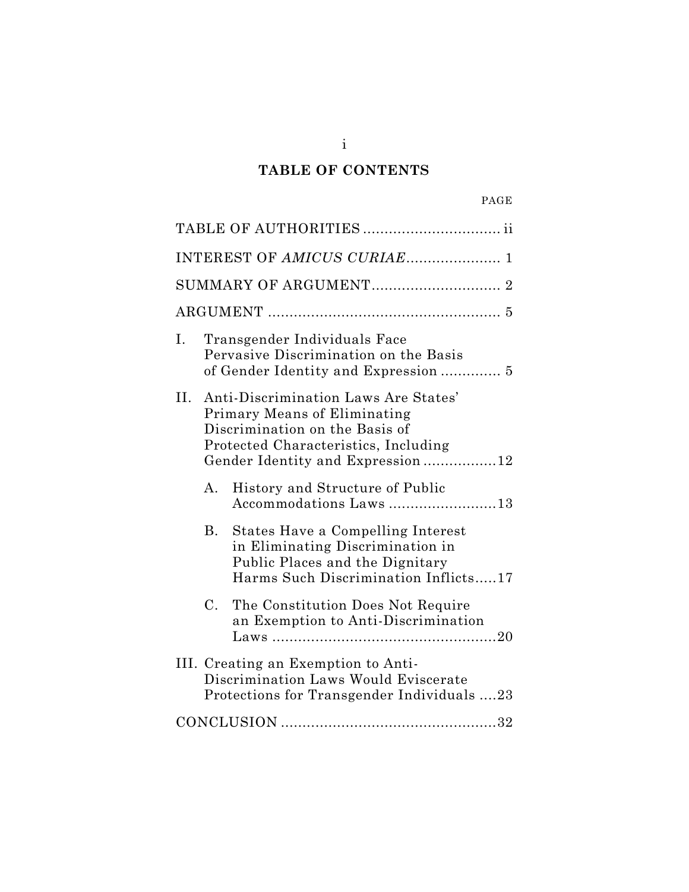## TABLE OF CONTENTS

| | PAGE |
|---|---|
| TABLE OF AUTHORITIES | ii |
| INTEREST OF *AMICUS CURIAE* | 1 |
| SUMMARY OF ARGUMENT | 2 |
| ARGUMENT | 5 |
| I. Transgender Individuals Face Pervasive Discrimination on the Basis of Gender Identity and Expression | 5 |
| II. Anti-Discrimination Laws Are States' Primary Means of Eliminating Discrimination on the Basis of Protected Characteristics, Including Gender Identity and Expression | 12 |
| A. History and Structure of Public Accommodations Laws | 13 |
| B. States Have a Compelling Interest in Eliminating Discrimination in Public Places and the Dignitary Harms Such Discrimination Inflicts | 17 |
| C. The Constitution Does Not Require an Exemption to Anti-Discrimination Laws | 20 |
| III. Creating an Exemption to Anti-Discrimination Laws Would Eviscerate Protections for Transgender Individuals | 23 |
| CONCLUSION | 32 |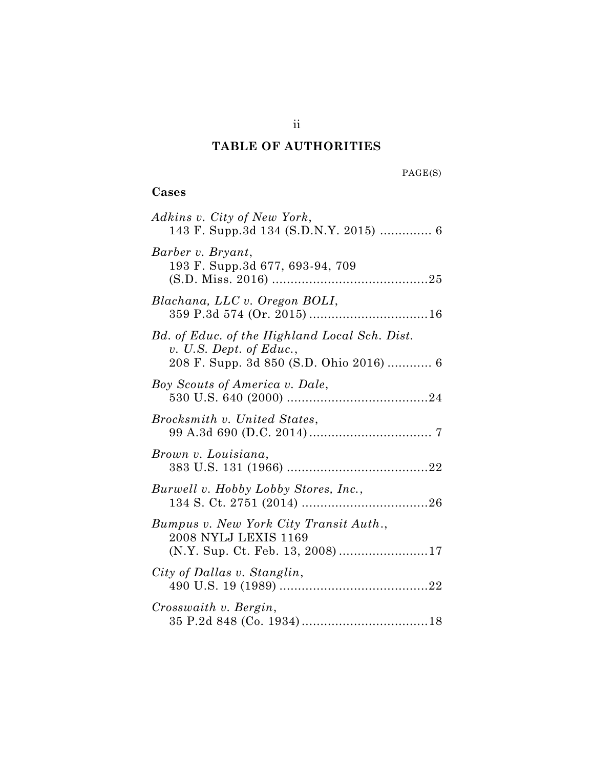# TABLE OF AUTHORITIES

PAGE(S)

## Cases

*Adkins v. City of New York*, 143 F. Supp.3d 134 (S.D.N.Y. 2015) ............. 6

*Barber v. Bryant*, 193 F. Supp.3d 677, 693-94, 709 (S.D. Miss. 2016) ..........................................25

*Blachana, LLC v. Oregon BOLI*, 359 P.3d 574 (Or. 2015) ................................16

*Bd. of Educ. of the Highland Local Sch. Dist. v. U.S. Dept. of Educ.*, 208 F. Supp. 3d 850 (S.D. Ohio 2016) ............ 6

*Boy Scouts of America v. Dale*, 530 U.S. 640 (2000) ......................................24

*Brocksmith v. United States*, 99 A.3d 690 (D.C. 2014) ................................. 7

*Brown v. Louisiana*, 383 U.S. 131 (1966) ......................................22

*Burwell v. Hobby Lobby Stores, Inc.*, 134 S. Ct. 2751 (2014) ..................................26

*Bumpus v. New York City Transit Auth.*, 2008 NYLJ LEXIS 1169 (N.Y. Sup. Ct. Feb. 13, 2008) ........................17

*City of Dallas v. Stanglin*, 490 U.S. 19 (1989) ........................................22

*Crosswaith v. Bergin*, 35 P.2d 848 (Co. 1934) ..................................18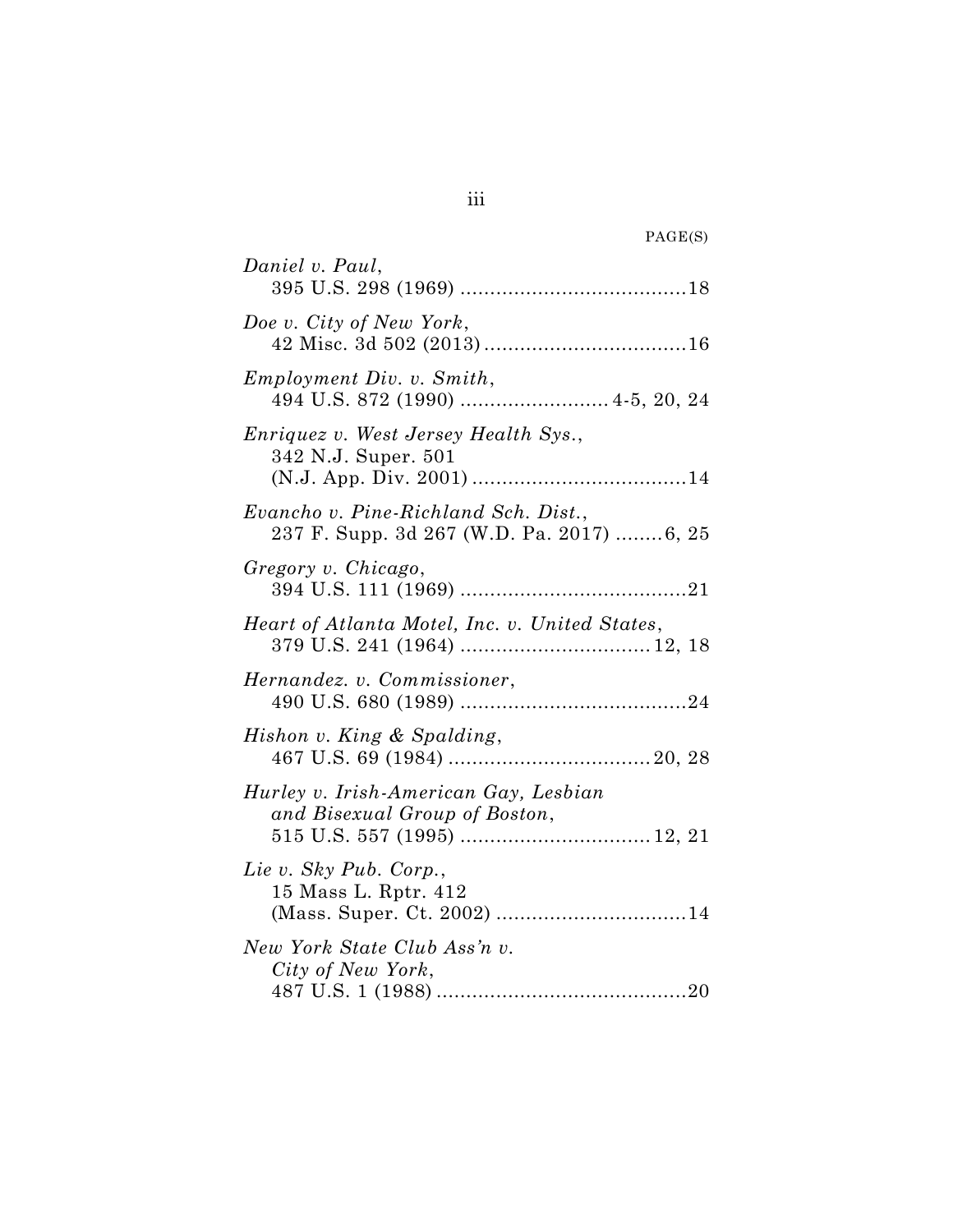PAGE(S)

*Daniel v. Paul*,
395 U.S. 298 (1969) ......................................18

*Doe v. City of New York*,
42 Misc. 3d 502 (2013) ..................................16

*Employment Div. v. Smith*,
494 U.S. 872 (1990) ......................... 4-5, 20, 24

*Enriquez v. West Jersey Health Sys.*,
342 N.J. Super. 501
(N.J. App. Div. 2001) ....................................14

*Evancho v. Pine-Richland Sch. Dist.*,
237 F. Supp. 3d 267 (W.D. Pa. 2017) ........6, 25

*Gregory v. Chicago*,
394 U.S. 111 (1969) ......................................21

*Heart of Atlanta Motel, Inc. v. United States*,
379 U.S. 241 (1964) ................................12, 18

*Hernandez. v. Commissioner*,
490 U.S. 680 (1989) ......................................24

*Hishon v. King & Spalding*,
467 U.S. 69 (1984) ..................................20, 28

*Hurley v. Irish-American Gay, Lesbian and Bisexual Group of Boston*,
515 U.S. 557 (1995) ................................12, 21

*Lie v. Sky Pub. Corp.*,
15 Mass L. Rptr. 412
(Mass. Super. Ct. 2002) ................................14

*New York State Club Ass'n v. City of New York*,
487 U.S. 1 (1988) ..........................................20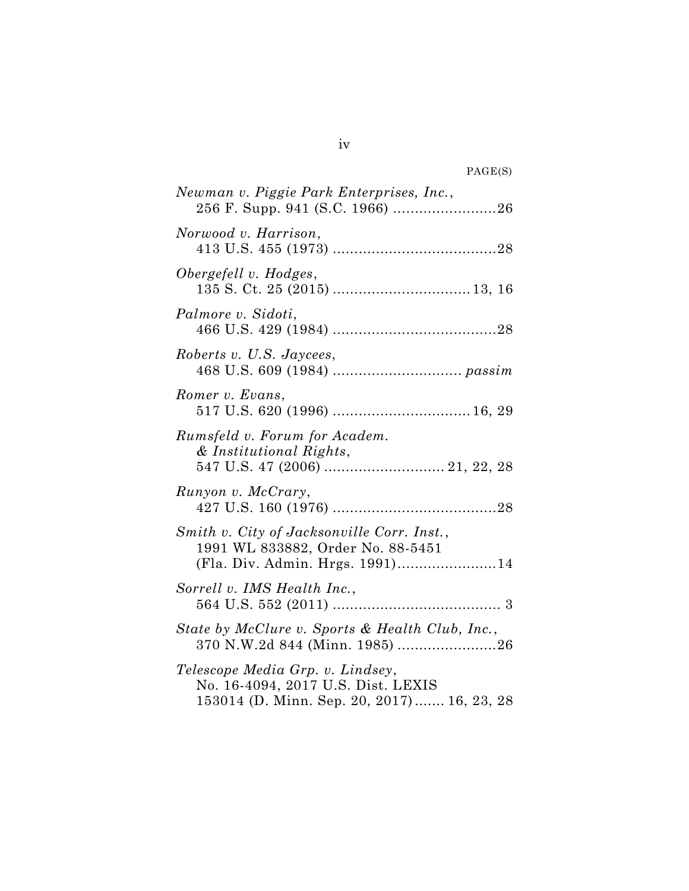PAGE(S)

*Newman v. Piggie Park Enterprises, Inc.*,
256 F. Supp. 941 (S.C. 1966) ........................26

*Norwood v. Harrison*,
413 U.S. 455 (1973) ......................................28

*Obergefell v. Hodges*,
135 S. Ct. 25 (2015) ................................13, 16

*Palmore v. Sidoti*,
466 U.S. 429 (1984) ......................................28

*Roberts v. U.S. Jaycees*,
468 U.S. 609 (1984) .............................. *passim*

*Romer v. Evans*,
517 U.S. 620 (1996) ................................16, 29

*Rumsfeld v. Forum for Academ. & Institutional Rights*,
547 U.S. 47 (2006) ............................ 21, 22, 28

*Runyon v. McCrary*,
427 U.S. 160 (1976) ......................................28

*Smith v. City of Jacksonville Corr. Inst.*,
1991 WL 833882, Order No. 88-5451
(Fla. Div. Admin. Hrgs. 1991).......................14

*Sorrell v. IMS Health Inc.*,
564 U.S. 552 (2011) ....................................... 3

*State by McClure v. Sports & Health Club, Inc.*,
370 N.W.2d 844 (Minn. 1985) .......................26

*Telescope Media Grp. v. Lindsey*,
No. 16-4094, 2017 U.S. Dist. LEXIS
153014 (D. Minn. Sep. 20, 2017)....... 16, 23, 28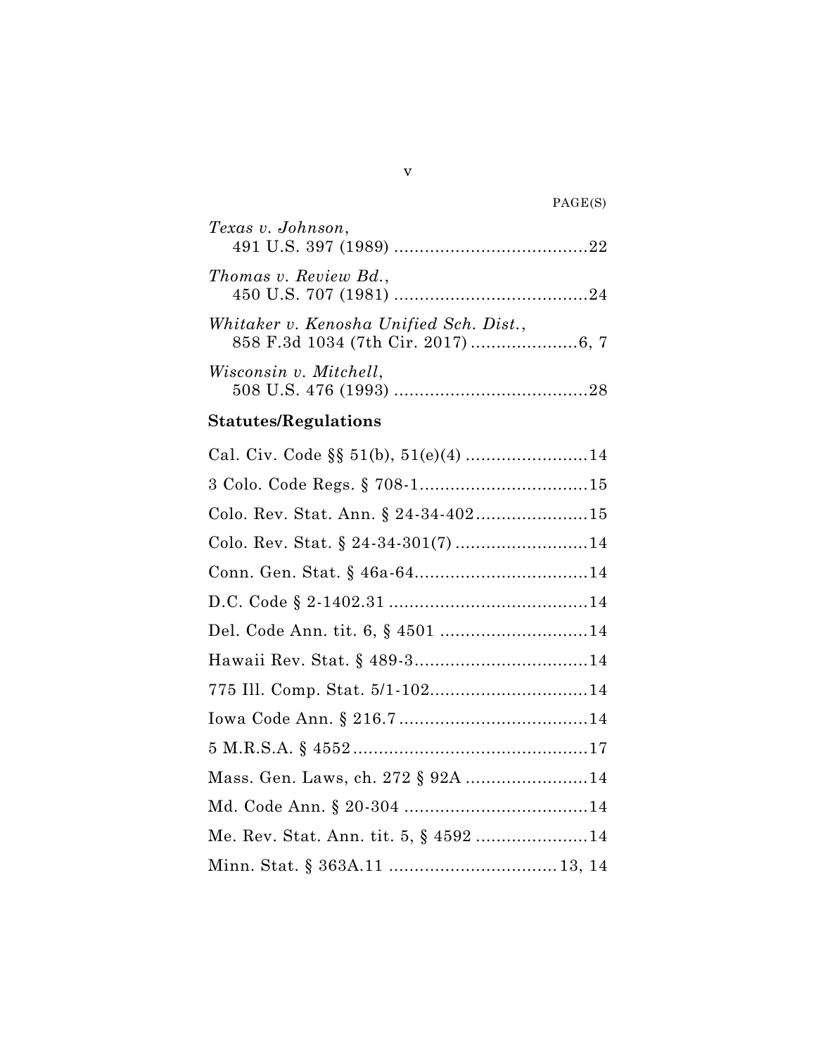PAGE(S)

*Texas v. Johnson*,
491 U.S. 397 (1989) ......................................22

*Thomas v. Review Bd.*,
450 U.S. 707 (1981) ......................................24

*Whitaker v. Kenosha Unified Sch. Dist.*,
858 F.3d 1034 (7th Cir. 2017) .....................6, 7

*Wisconsin v. Mitchell*,
508 U.S. 476 (1993) ......................................28

**Statutes/Regulations**

Cal. Civ. Code §§ 51(b), 51(e)(4) ........................14

3 Colo. Code Regs. § 708-1.................................15

Colo. Rev. Stat. Ann. § 24-34-402......................15

Colo. Rev. Stat. § 24-34-301(7) ..........................14

Conn. Gen. Stat. § 46a-64..................................14

D.C. Code § 2-1402.31 .......................................14

Del. Code Ann. tit. 6, § 4501 .............................14

Hawaii Rev. Stat. § 489-3..................................14

775 Ill. Comp. Stat. 5/1-102...............................14

Iowa Code Ann. § 216.7 .....................................14

5 M.R.S.A. § 4552...............................................17

Mass. Gen. Laws, ch. 272 § 92A ........................14

Md. Code Ann. § 20-304 .....................................14

Me. Rev. Stat. Ann. tit. 5, § 4592 ......................14

Minn. Stat. § 363A.11 .................................13, 14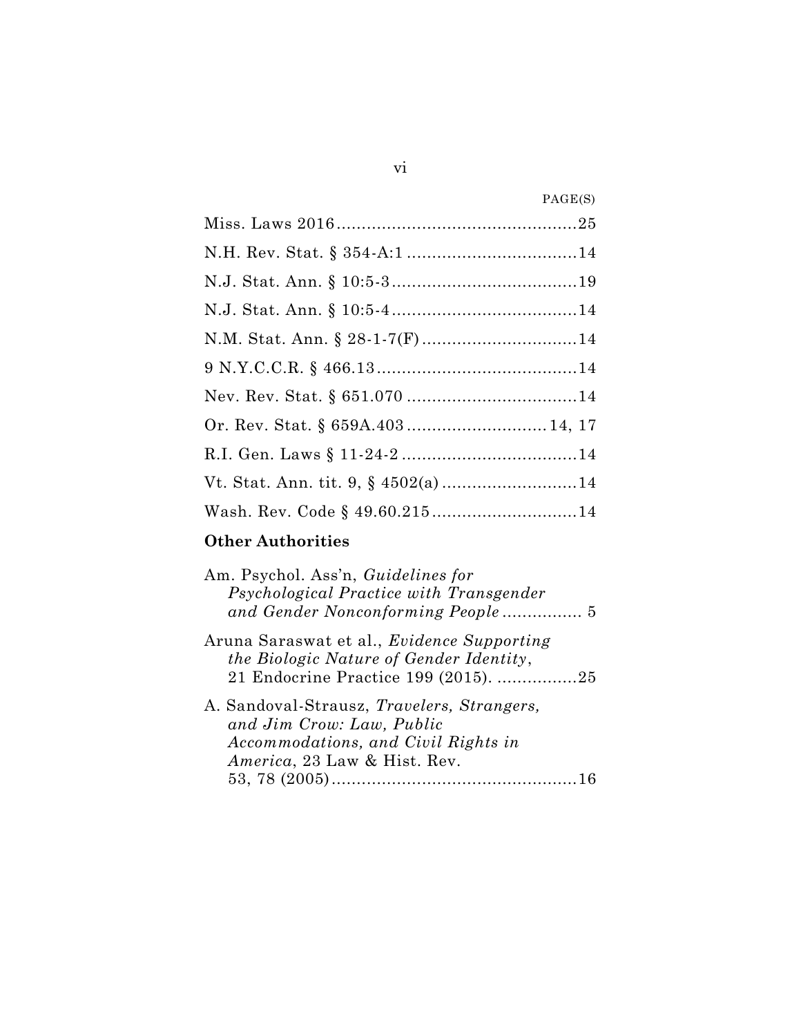PAGE(S)

Miss. Laws 2016 ............................................... 25

N.H. Rev. Stat. § 354-A:1 ................................ 14

N.J. Stat. Ann. § 10:5-3 ................................... 19

N.J. Stat. Ann. § 10:5-4 ................................... 14

N.M. Stat. Ann. § 28-1-7(F) .............................. 14

9 N.Y.C.C.R. § 466.13 ....................................... 14

Nev. Rev. Stat. § 651.070 ................................. 14

Or. Rev. Stat. § 659A.403 ........................... 14, 17

R.I. Gen. Laws § 11-24-2 .................................. 14

Vt. Stat. Ann. tit. 9, § 4502(a) .......................... 14

Wash. Rev. Code § 49.60.215 ............................ 14

**Other Authorities**

Am. Psychol. Ass'n, *Guidelines for Psychological Practice with Transgender and Gender Nonconforming People* ................ 5

Aruna Saraswat et al., *Evidence Supporting the Biologic Nature of Gender Identity*, 21 Endocrine Practice 199 (2015). ................ 25

A. Sandoval-Strausz, *Travelers, Strangers, and Jim Crow: Law, Public Accommodations, and Civil Rights in America*, 23 Law & Hist. Rev. 53, 78 (2005) ................................................ 16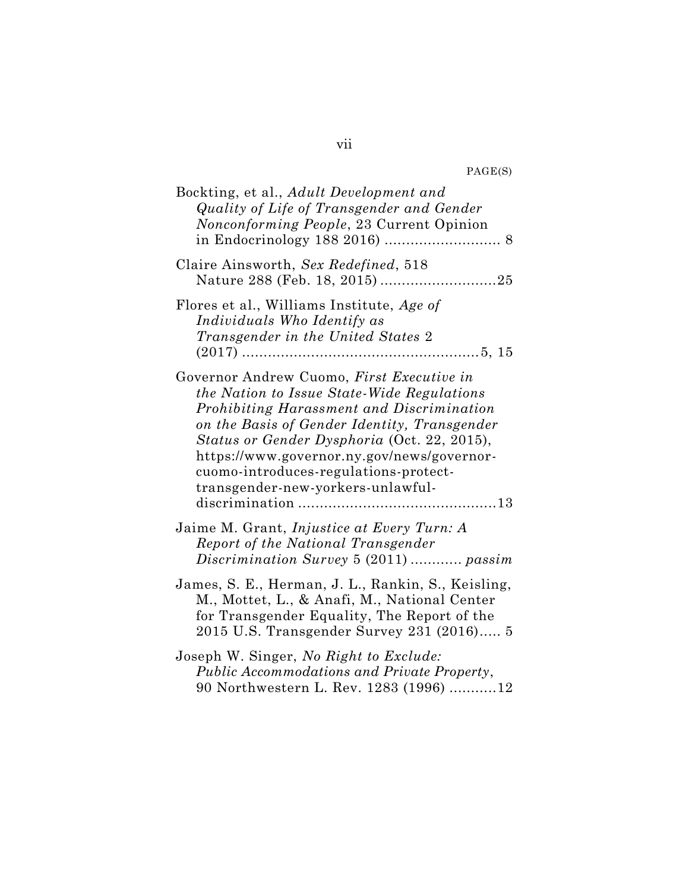PAGE(S)

Bockting, et al., *Adult Development and Quality of Life of Transgender and Gender Nonconforming People*, 23 Current Opinion in Endocrinology 188 2016) .......................... 8

Claire Ainsworth, *Sex Redefined*, 518 Nature 288 (Feb. 18, 2015) ..........................25

Flores et al., Williams Institute, *Age of Individuals Who Identify as Transgender in the United States* 2 (2017) ......................................................5, 15

Governor Andrew Cuomo, *First Executive in the Nation to Issue State-Wide Regulations Prohibiting Harassment and Discrimination on the Basis of Gender Identity, Transgender Status or Gender Dysphoria* (Oct. 22, 2015), https://www.governor.ny.gov/news/governor-cuomo-introduces-regulations-protect-transgender-new-yorkers-unlawful-discrimination .............................................13

Jaime M. Grant, *Injustice at Every Turn: A Report of the National Transgender Discrimination Survey* 5 (2011) ............ *passim*

James, S. E., Herman, J. L., Rankin, S., Keisling, M., Mottet, L., & Anafi, M., National Center for Transgender Equality, The Report of the 2015 U.S. Transgender Survey 231 (2016)..... 5

Joseph W. Singer, *No Right to Exclude: Public Accommodations and Private Property*, 90 Northwestern L. Rev. 1283 (1996) ...........12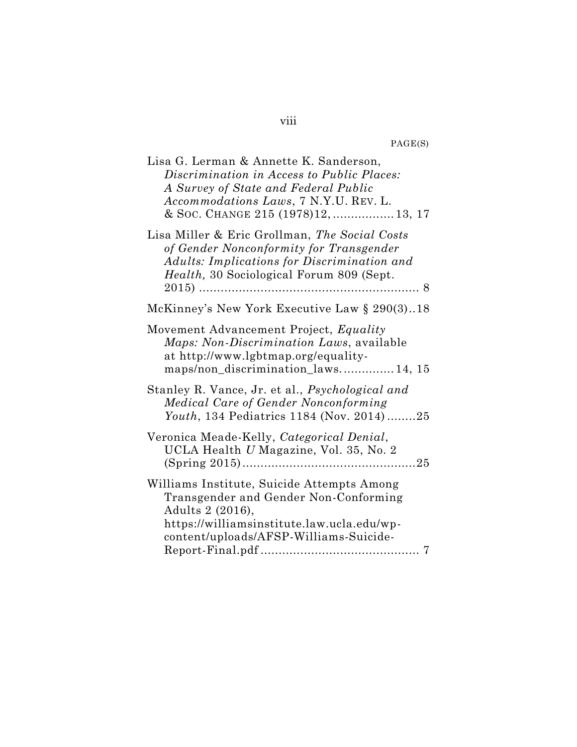PAGE(S)

Lisa G. Lerman & Annette K. Sanderson, *Discrimination in Access to Public Places: A Survey of State and Federal Public Accommodations Laws*, 7 N.Y.U. REV. L. & SOC. CHANGE 215 (1978)12, ................. 13, 17

Lisa Miller & Eric Grollman, *The Social Costs of Gender Nonconformity for Transgender Adults: Implications for Discrimination and Health,* 30 Sociological Forum 809 (Sept. 2015) ............................................................. 8

McKinney's New York Executive Law § 290(3)..18

Movement Advancement Project, *Equality Maps: Non-Discrimination Laws*, available at http://www.lgbtmap.org/equality-maps/non_discrimination_laws. ............. 14, 15

Stanley R. Vance, Jr. et al., *Psychological and Medical Care of Gender Nonconforming Youth*, 134 Pediatrics 1184 (Nov. 2014) ........25

Veronica Meade-Kelly, *Categorical Denial*, UCLA Health *U* Magazine, Vol. 35, No. 2 (Spring 2015) ..............................................25

Williams Institute, Suicide Attempts Among Transgender and Gender Non-Conforming Adults 2 (2016), https://williamsinstitute.law.ucla.edu/wp-content/uploads/AFSP-Williams-Suicide-Report-Final.pdf ........................................... 7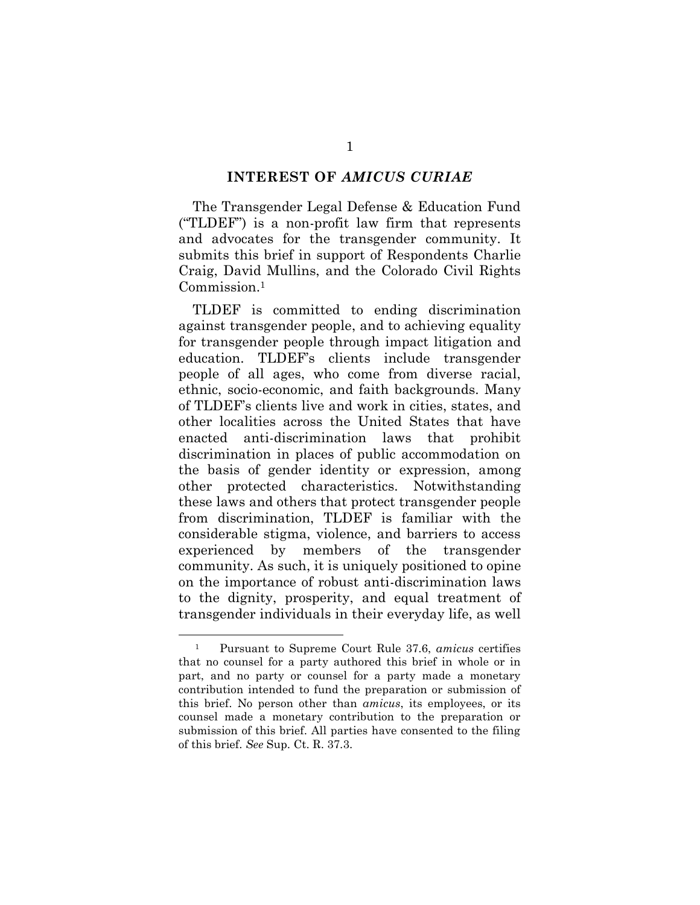## INTEREST OF *AMICUS CURIAE*

The Transgender Legal Defense & Education Fund ("TLDEF") is a non-profit law firm that represents and advocates for the transgender community. It submits this brief in support of Respondents Charlie Craig, David Mullins, and the Colorado Civil Rights Commission.[1]

TLDEF is committed to ending discrimination against transgender people, and to achieving equality for transgender people through impact litigation and education. TLDEF's clients include transgender people of all ages, who come from diverse racial, ethnic, socio-economic, and faith backgrounds. Many of TLDEF's clients live and work in cities, states, and other localities across the United States that have enacted anti-discrimination laws that prohibit discrimination in places of public accommodation on the basis of gender identity or expression, among other protected characteristics. Notwithstanding these laws and others that protect transgender people from discrimination, TLDEF is familiar with the considerable stigma, violence, and barriers to access experienced by members of the transgender community. As such, it is uniquely positioned to opine on the importance of robust anti-discrimination laws to the dignity, prosperity, and equal treatment of transgender individuals in their everyday life, as well

---

[1] Pursuant to Supreme Court Rule 37.6, *amicus* certifies that no counsel for a party authored this brief in whole or in part, and no party or counsel for a party made a monetary contribution intended to fund the preparation or submission of this brief. No person other than *amicus*, its employees, or its counsel made a monetary contribution to the preparation or submission of this brief. All parties have consented to the filing of this brief. *See* Sup. Ct. R. 37.3.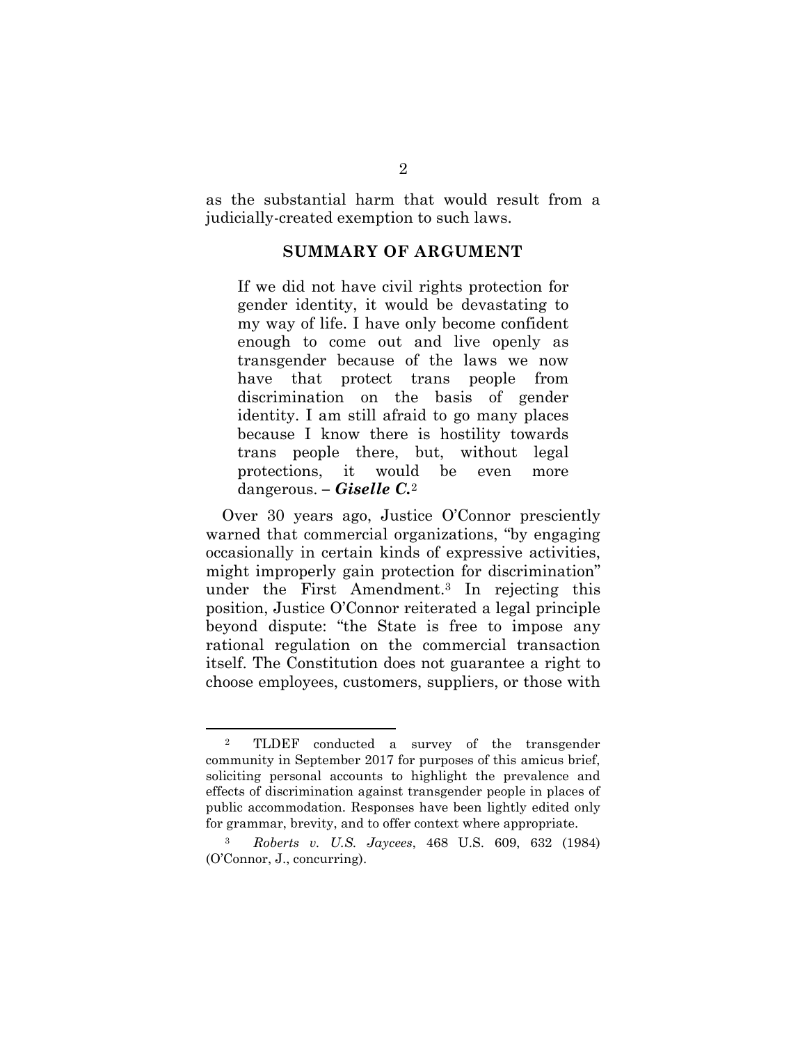as the substantial harm that would result from a judicially-created exemption to such laws.

## SUMMARY OF ARGUMENT

> If we did not have civil rights protection for gender identity, it would be devastating to my way of life. I have only become confident enough to come out and live openly as transgender because of the laws we now have that protect trans people from discrimination on the basis of gender identity. I am still afraid to go many places because I know there is hostility towards trans people there, but, without legal protections, it would be even more dangerous. – ***Giselle C.***[2]

Over 30 years ago, Justice O'Connor presciently warned that commercial organizations, "by engaging occasionally in certain kinds of expressive activities, might improperly gain protection for discrimination" under the First Amendment.[3] In rejecting this position, Justice O'Connor reiterated a legal principle beyond dispute: "the State is free to impose any rational regulation on the commercial transaction itself. The Constitution does not guarantee a right to choose employees, customers, suppliers, or those with

---

[2] TLDEF conducted a survey of the transgender community in September 2017 for purposes of this amicus brief, soliciting personal accounts to highlight the prevalence and effects of discrimination against transgender people in places of public accommodation. Responses have been lightly edited only for grammar, brevity, and to offer context where appropriate.

[3] *Roberts v. U.S. Jaycees*, 468 U.S. 609, 632 (1984) (O'Connor, J., concurring).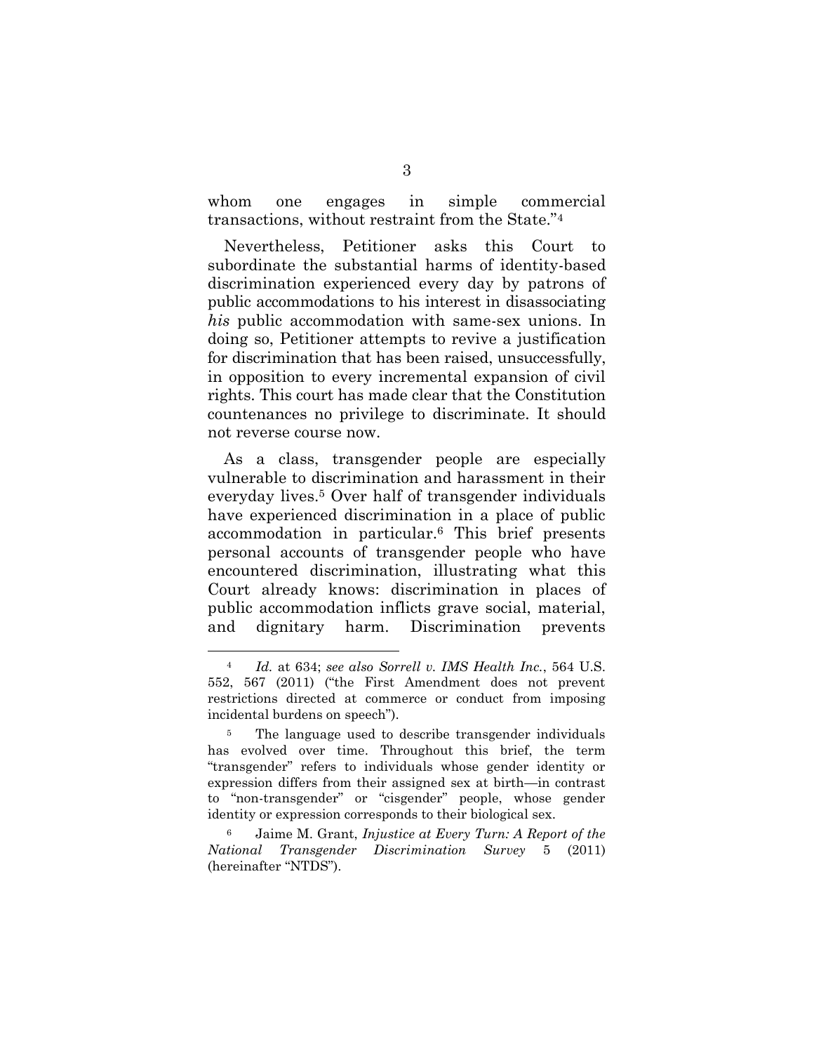whom one engages in simple commercial transactions, without restraint from the State."[4]

Nevertheless, Petitioner asks this Court to subordinate the substantial harms of identity-based discrimination experienced every day by patrons of public accommodations to his interest in disassociating *his* public accommodation with same-sex unions. In doing so, Petitioner attempts to revive a justification for discrimination that has been raised, unsuccessfully, in opposition to every incremental expansion of civil rights. This court has made clear that the Constitution countenances no privilege to discriminate. It should not reverse course now.

As a class, transgender people are especially vulnerable to discrimination and harassment in their everyday lives.[5] Over half of transgender individuals have experienced discrimination in a place of public accommodation in particular.[6] This brief presents personal accounts of transgender people who have encountered discrimination, illustrating what this Court already knows: discrimination in places of public accommodation inflicts grave social, material, and dignitary harm. Discrimination prevents

---

[4] *Id.* at 634; *see also Sorrell v. IMS Health Inc.*, 564 U.S. 552, 567 (2011) ("the First Amendment does not prevent restrictions directed at commerce or conduct from imposing incidental burdens on speech").

[5] The language used to describe transgender individuals has evolved over time. Throughout this brief, the term "transgender" refers to individuals whose gender identity or expression differs from their assigned sex at birth—in contrast to "non-transgender" or "cisgender" people, whose gender identity or expression corresponds to their biological sex.

[6] Jaime M. Grant, *Injustice at Every Turn: A Report of the National Transgender Discrimination Survey* 5 (2011) (hereinafter "NTDS").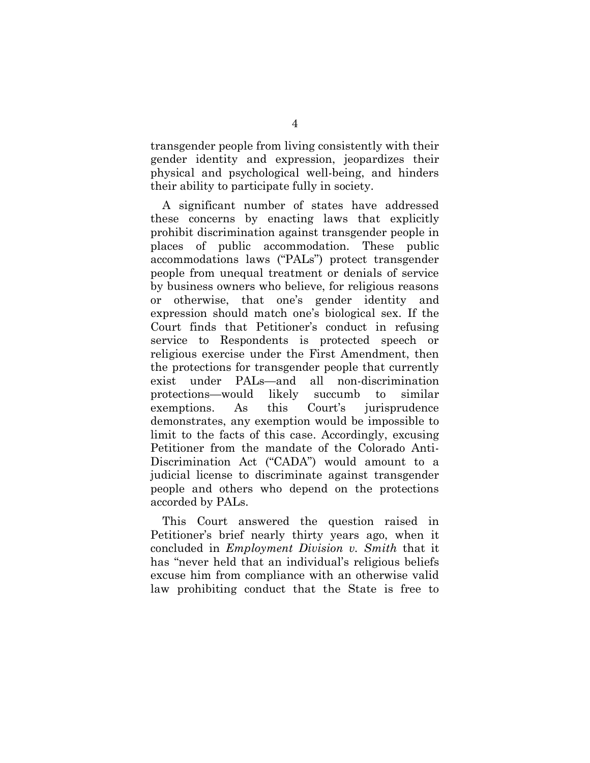transgender people from living consistently with their gender identity and expression, jeopardizes their physical and psychological well-being, and hinders their ability to participate fully in society.

A significant number of states have addressed these concerns by enacting laws that explicitly prohibit discrimination against transgender people in places of public accommodation. These public accommodations laws ("PALs") protect transgender people from unequal treatment or denials of service by business owners who believe, for religious reasons or otherwise, that one's gender identity and expression should match one's biological sex. If the Court finds that Petitioner's conduct in refusing service to Respondents is protected speech or religious exercise under the First Amendment, then the protections for transgender people that currently exist under PALs—and all non-discrimination protections—would likely succumb to similar exemptions. As this Court's jurisprudence demonstrates, any exemption would be impossible to limit to the facts of this case. Accordingly, excusing Petitioner from the mandate of the Colorado Anti-Discrimination Act ("CADA") would amount to a judicial license to discriminate against transgender people and others who depend on the protections accorded by PALs.

This Court answered the question raised in Petitioner's brief nearly thirty years ago, when it concluded in *Employment Division v. Smith* that it has "never held that an individual's religious beliefs excuse him from compliance with an otherwise valid law prohibiting conduct that the State is free to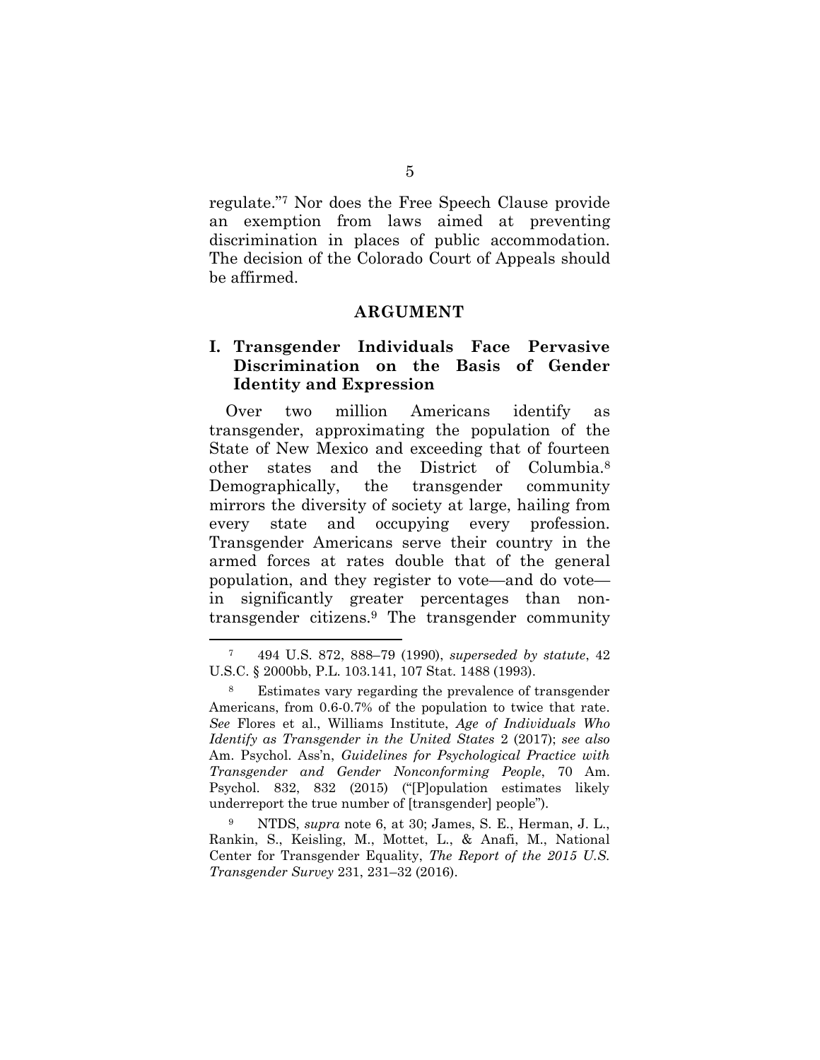regulate."[7] Nor does the Free Speech Clause provide an exemption from laws aimed at preventing discrimination in places of public accommodation. The decision of the Colorado Court of Appeals should be affirmed.

## ARGUMENT

### I. Transgender Individuals Face Pervasive Discrimination on the Basis of Gender Identity and Expression

Over two million Americans identify as transgender, approximating the population of the State of New Mexico and exceeding that of fourteen other states and the District of Columbia.[8] Demographically, the transgender community mirrors the diversity of society at large, hailing from every state and occupying every profession. Transgender Americans serve their country in the armed forces at rates double that of the general population, and they register to vote—and do vote—in significantly greater percentages than non-transgender citizens.[9] The transgender community

---

[7] 494 U.S. 872, 888–79 (1990), *superseded by statute*, 42 U.S.C. § 2000bb, P.L. 103.141, 107 Stat. 1488 (1993).

[8] Estimates vary regarding the prevalence of transgender Americans, from 0.6-0.7% of the population to twice that rate. *See* Flores et al., Williams Institute, *Age of Individuals Who Identify as Transgender in the United States* 2 (2017); *see also* Am. Psychol. Ass'n, *Guidelines for Psychological Practice with Transgender and Gender Nonconforming People*, 70 Am. Psychol. 832, 832 (2015) ("[P]opulation estimates likely underreport the true number of [transgender] people").

[9] NTDS, *supra* note 6, at 30; James, S. E., Herman, J. L., Rankin, S., Keisling, M., Mottet, L., & Anafi, M., National Center for Transgender Equality, *The Report of the 2015 U.S. Transgender Survey* 231, 231–32 (2016).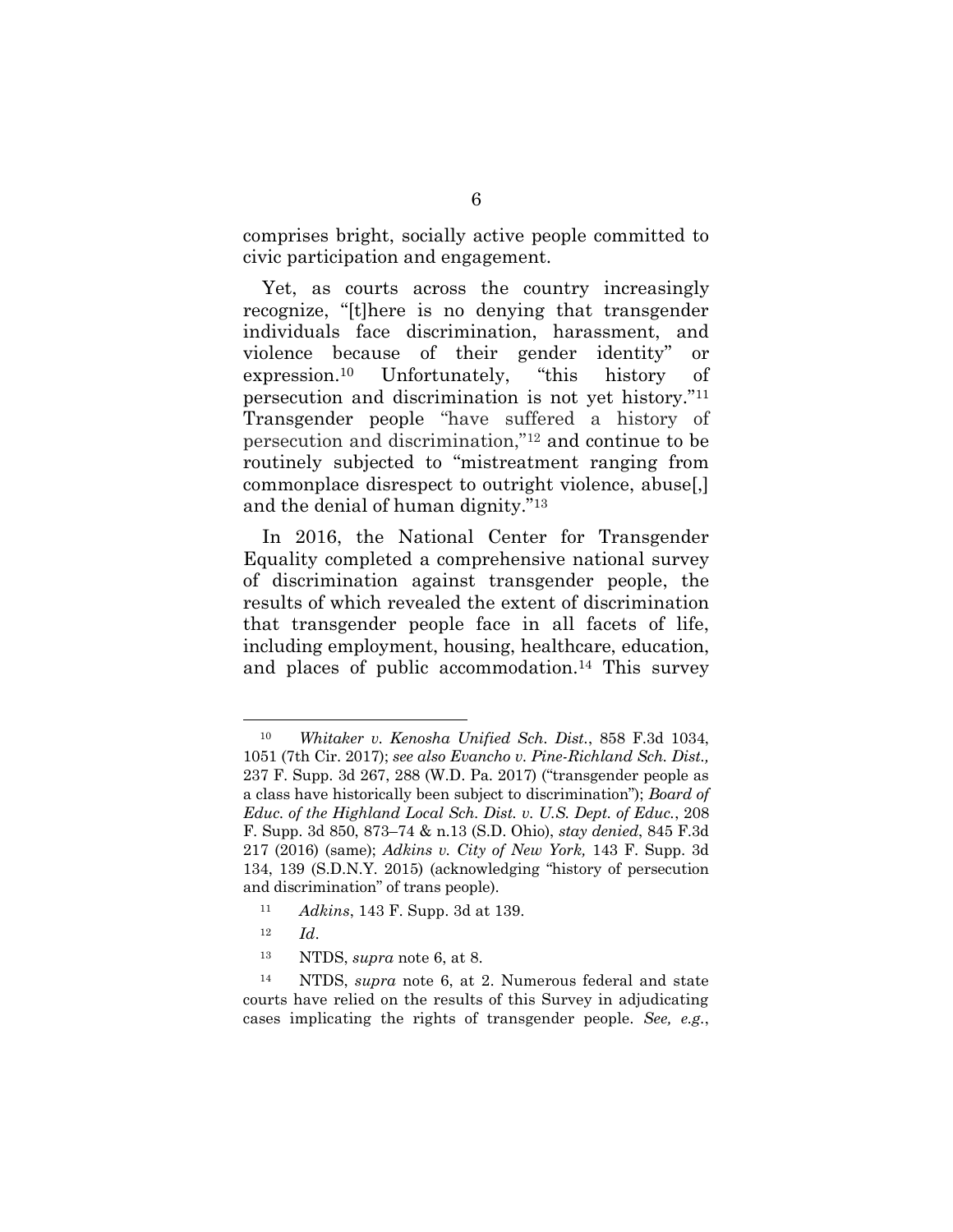comprises bright, socially active people committed to civic participation and engagement.

Yet, as courts across the country increasingly recognize, "[t]here is no denying that transgender individuals face discrimination, harassment, and violence because of their gender identity" or expression.[10] Unfortunately, "this history of persecution and discrimination is not yet history."[11] Transgender people "have suffered a history of persecution and discrimination,"[12] and continue to be routinely subjected to "mistreatment ranging from commonplace disrespect to outright violence, abuse[,] and the denial of human dignity."[13]

In 2016, the National Center for Transgender Equality completed a comprehensive national survey of discrimination against transgender people, the results of which revealed the extent of discrimination that transgender people face in all facets of life, including employment, housing, healthcare, education, and places of public accommodation.[14] This survey

---

[10] *Whitaker v. Kenosha Unified Sch. Dist.*, 858 F.3d 1034, 1051 (7th Cir. 2017); *see also Evancho v. Pine-Richland Sch. Dist.,* 237 F. Supp. 3d 267, 288 (W.D. Pa. 2017) ("transgender people as a class have historically been subject to discrimination"); *Board of Educ. of the Highland Local Sch. Dist. v. U.S. Dept. of Educ.*, 208 F. Supp. 3d 850, 873–74 & n.13 (S.D. Ohio), *stay denied*, 845 F.3d 217 (2016) (same); *Adkins v. City of New York,* 143 F. Supp. 3d 134, 139 (S.D.N.Y. 2015) (acknowledging "history of persecution and discrimination" of trans people).

[11] *Adkins*, 143 F. Supp. 3d at 139.

[12] *Id*.

[13] NTDS, *supra* note 6, at 8.

[14] NTDS, *supra* note 6, at 2. Numerous federal and state courts have relied on the results of this Survey in adjudicating cases implicating the rights of transgender people. *See, e.g.*,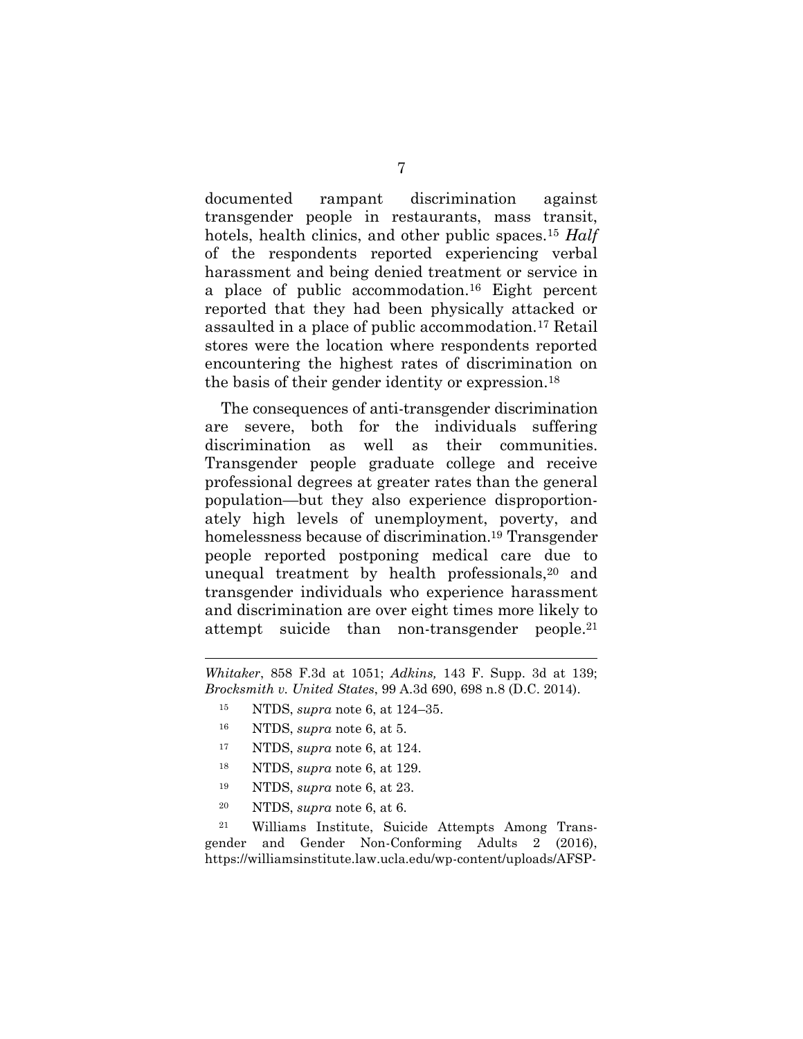documented rampant discrimination against transgender people in restaurants, mass transit, hotels, health clinics, and other public spaces.[15] *Half* of the respondents reported experiencing verbal harassment and being denied treatment or service in a place of public accommodation.[16] Eight percent reported that they had been physically attacked or assaulted in a place of public accommodation.[17] Retail stores were the location where respondents reported encountering the highest rates of discrimination on the basis of their gender identity or expression.[18]

The consequences of anti-transgender discrimination are severe, both for the individuals suffering discrimination as well as their communities. Transgender people graduate college and receive professional degrees at greater rates than the general population—but they also experience disproportionately high levels of unemployment, poverty, and homelessness because of discrimination.[19] Transgender people reported postponing medical care due to unequal treatment by health professionals,[20] and transgender individuals who experience harassment and discrimination are over eight times more likely to attempt suicide than non-transgender people.[21]

---

*Whitaker*, 858 F.3d at 1051; *Adkins,* 143 F. Supp. 3d at 139; *Brocksmith v. United States*, 99 A.3d 690, 698 n.8 (D.C. 2014).

[15] NTDS, *supra* note 6, at 124–35.

[16] NTDS, *supra* note 6, at 5.

[17] NTDS, *supra* note 6, at 124.

[18] NTDS, *supra* note 6, at 129.

[19] NTDS, *supra* note 6, at 23.

[20] NTDS, *supra* note 6, at 6.

[21] Williams Institute, Suicide Attempts Among Transgender and Gender Non-Conforming Adults 2 (2016), https://williamsinstitute.law.ucla.edu/wp-content/uploads/AFSP-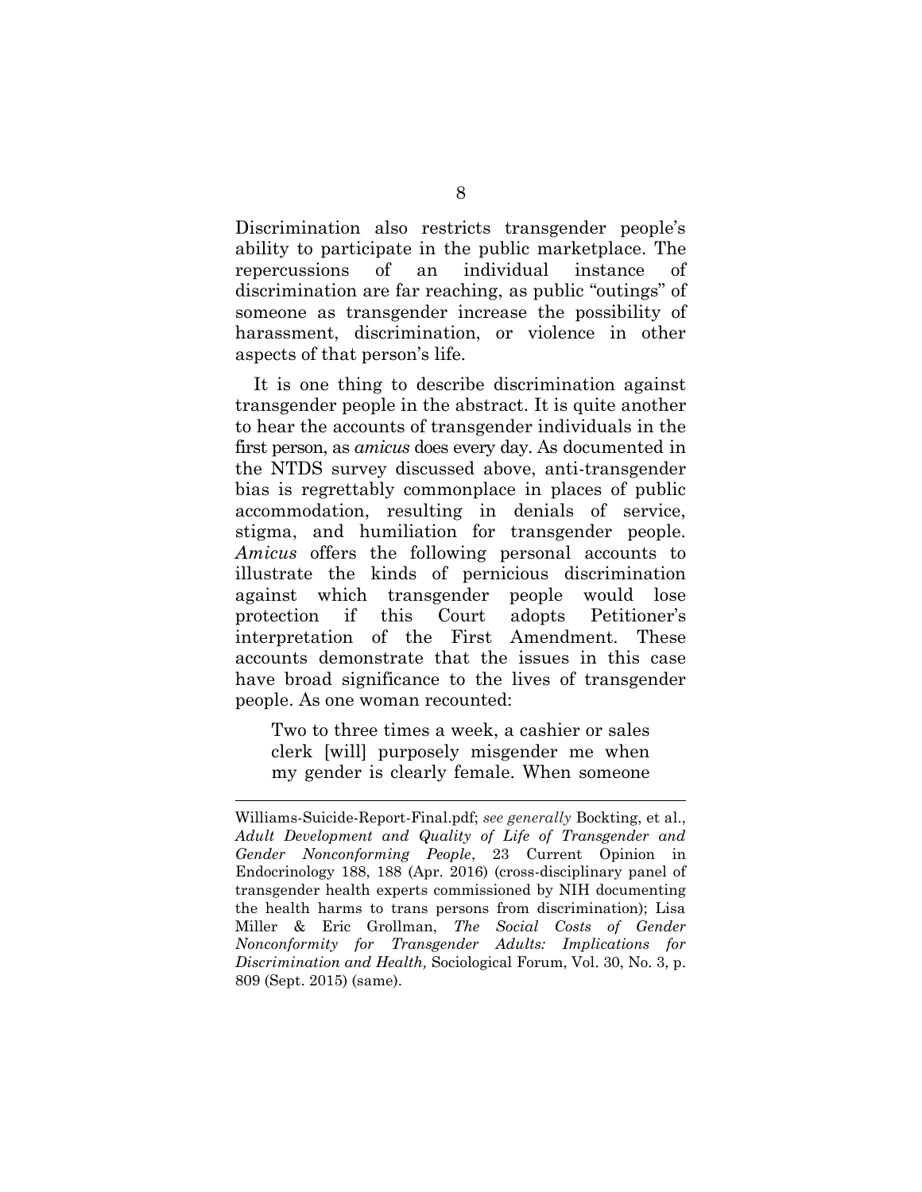Discrimination also restricts transgender people's ability to participate in the public marketplace. The repercussions of an individual instance of discrimination are far reaching, as public "outings" of someone as transgender increase the possibility of harassment, discrimination, or violence in other aspects of that person's life.

It is one thing to describe discrimination against transgender people in the abstract. It is quite another to hear the accounts of transgender individuals in the first person, as *amicus* does every day. As documented in the NTDS survey discussed above, anti-transgender bias is regrettably commonplace in places of public accommodation, resulting in denials of service, stigma, and humiliation for transgender people. *Amicus* offers the following personal accounts to illustrate the kinds of pernicious discrimination against which transgender people would lose protection if this Court adopts Petitioner's interpretation of the First Amendment. These accounts demonstrate that the issues in this case have broad significance to the lives of transgender people. As one woman recounted:

> Two to three times a week, a cashier or sales clerk [will] purposely misgender me when my gender is clearly female. When someone

---

Williams-Suicide-Report-Final.pdf; *see generally* Bockting, et al., *Adult Development and Quality of Life of Transgender and Gender Nonconforming People*, 23 Current Opinion in Endocrinology 188, 188 (Apr. 2016) (cross-disciplinary panel of transgender health experts commissioned by NIH documenting the health harms to trans persons from discrimination); Lisa Miller & Eric Grollman, *The Social Costs of Gender Nonconformity for Transgender Adults: Implications for Discrimination and Health,* Sociological Forum, Vol. 30, No. 3, p. 809 (Sept. 2015) (same).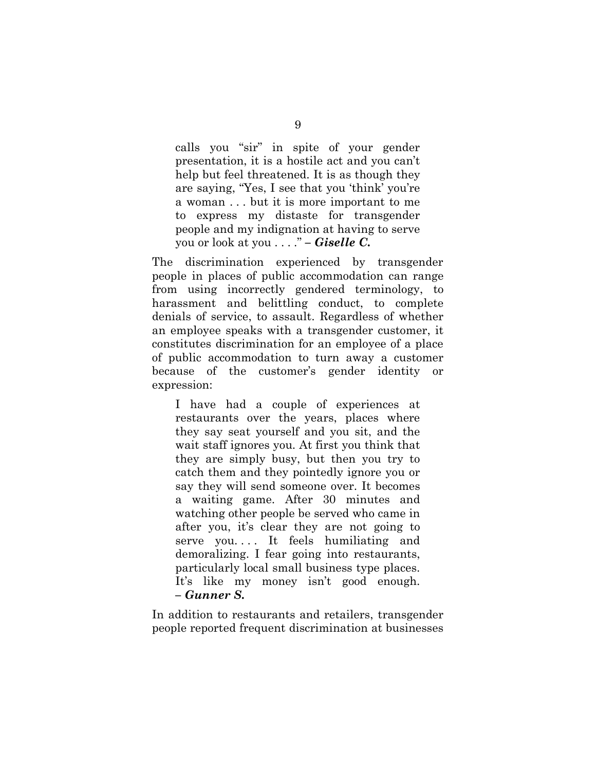> calls you "sir" in spite of your gender presentation, it is a hostile act and you can't help but feel threatened. It is as though they are saying, "Yes, I see that you 'think' you're a woman . . . but it is more important to me to express my distaste for transgender people and my indignation at having to serve you or look at you . . . ." – ***Giselle C.***

The discrimination experienced by transgender people in places of public accommodation can range from using incorrectly gendered terminology, to harassment and belittling conduct, to complete denials of service, to assault. Regardless of whether an employee speaks with a transgender customer, it constitutes discrimination for an employee of a place of public accommodation to turn away a customer because of the customer's gender identity or expression:

> I have had a couple of experiences at restaurants over the years, places where they say seat yourself and you sit, and the wait staff ignores you. At first you think that they are simply busy, but then you try to catch them and they pointedly ignore you or say they will send someone over. It becomes a waiting game. After 30 minutes and watching other people be served who came in after you, it's clear they are not going to serve you. . . . It feels humiliating and demoralizing. I fear going into restaurants, particularly local small business type places. It's like my money isn't good enough. – ***Gunner S.***

In addition to restaurants and retailers, transgender people reported frequent discrimination at businesses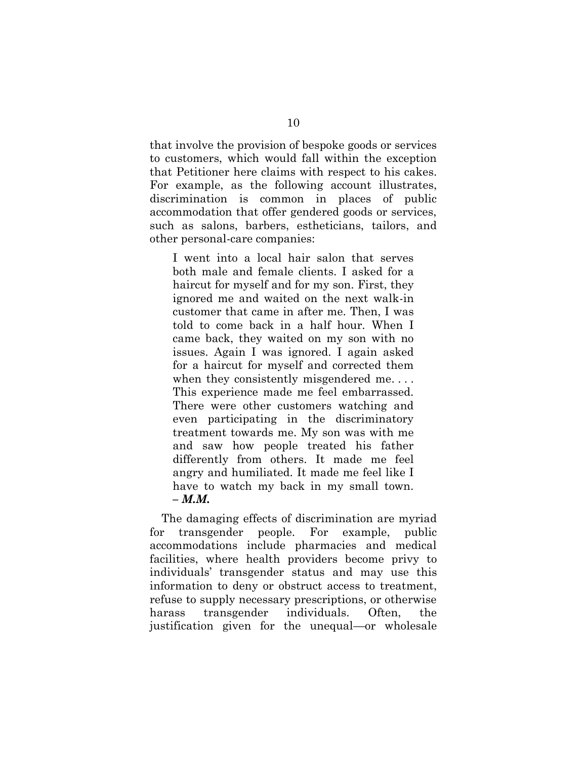that involve the provision of bespoke goods or services to customers, which would fall within the exception that Petitioner here claims with respect to his cakes. For example, as the following account illustrates, discrimination is common in places of public accommodation that offer gendered goods or services, such as salons, barbers, estheticians, tailors, and other personal-care companies:

> I went into a local hair salon that serves both male and female clients. I asked for a haircut for myself and for my son. First, they ignored me and waited on the next walk-in customer that came in after me. Then, I was told to come back in a half hour. When I came back, they waited on my son with no issues. Again I was ignored. I again asked for a haircut for myself and corrected them when they consistently misgendered me. . . . This experience made me feel embarrassed. There were other customers watching and even participating in the discriminatory treatment towards me. My son was with me and saw how people treated his father differently from others. It made me feel angry and humiliated. It made me feel like I have to watch my back in my small town. – ***M.M.***

The damaging effects of discrimination are myriad for transgender people. For example, public accommodations include pharmacies and medical facilities, where health providers become privy to individuals' transgender status and may use this information to deny or obstruct access to treatment, refuse to supply necessary prescriptions, or otherwise harass transgender individuals. Often, the justification given for the unequal—or wholesale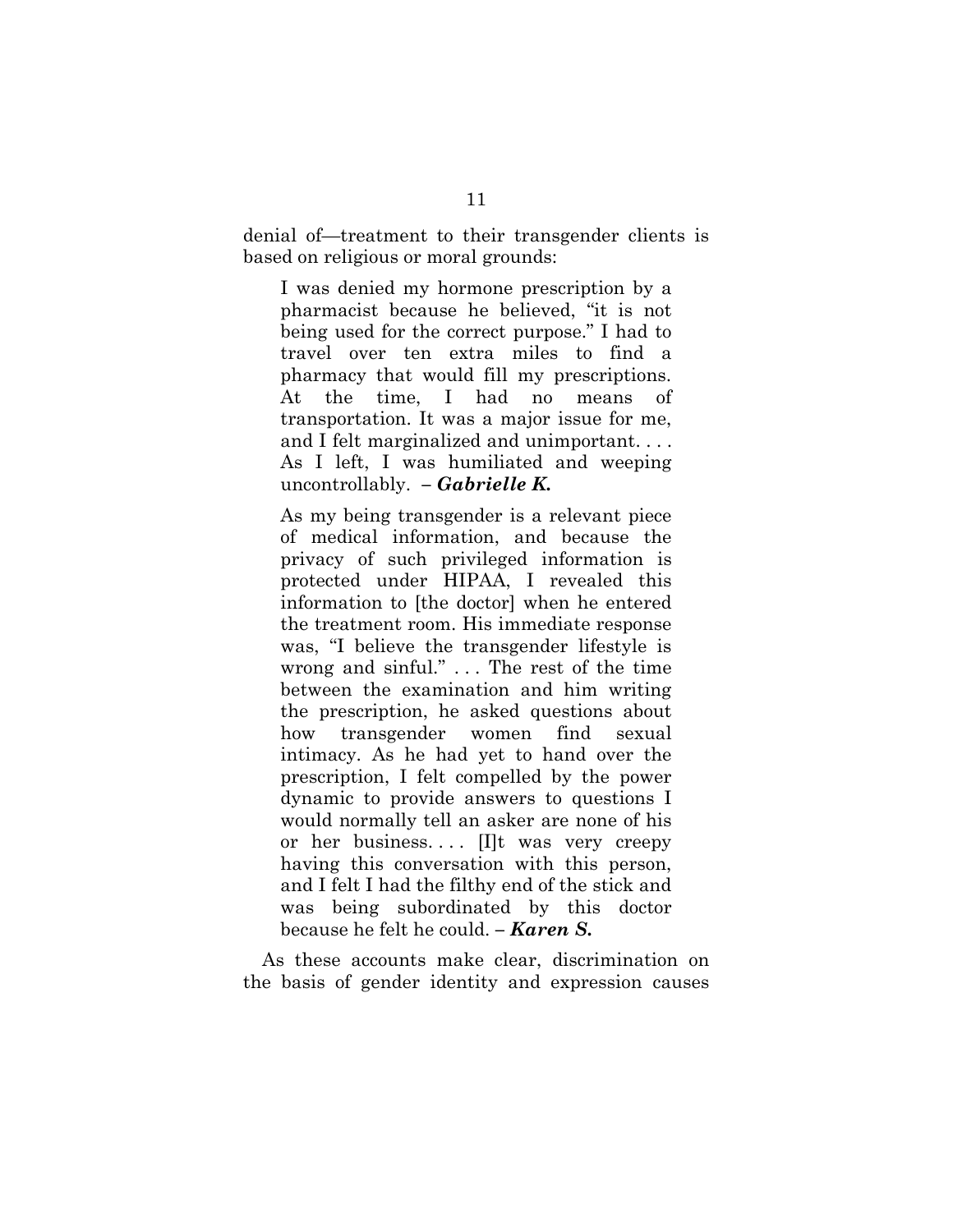denial of—treatment to their transgender clients is based on religious or moral grounds:

> I was denied my hormone prescription by a pharmacist because he believed, "it is not being used for the correct purpose." I had to travel over ten extra miles to find a pharmacy that would fill my prescriptions. At the time, I had no means of transportation. It was a major issue for me, and I felt marginalized and unimportant. . . . As I left, I was humiliated and weeping uncontrollably. – ***Gabrielle K.***

> As my being transgender is a relevant piece of medical information, and because the privacy of such privileged information is protected under HIPAA, I revealed this information to [the doctor] when he entered the treatment room. His immediate response was, "I believe the transgender lifestyle is wrong and sinful." . . . The rest of the time between the examination and him writing the prescription, he asked questions about how transgender women find sexual intimacy. As he had yet to hand over the prescription, I felt compelled by the power dynamic to provide answers to questions I would normally tell an asker are none of his or her business. . . . [I]t was very creepy having this conversation with this person, and I felt I had the filthy end of the stick and was being subordinated by this doctor because he felt he could. – ***Karen S.***

As these accounts make clear, discrimination on the basis of gender identity and expression causes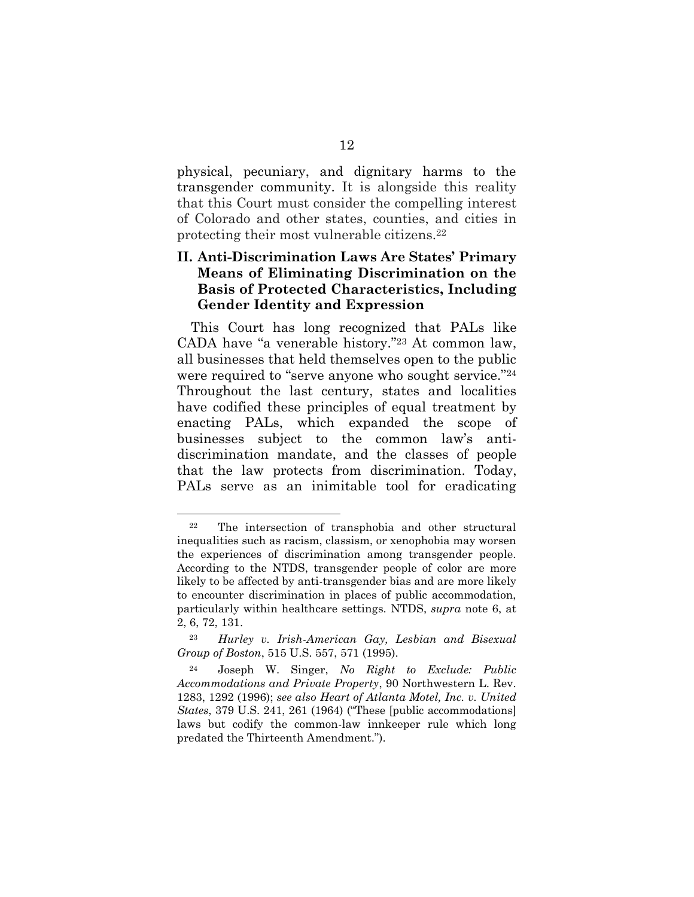physical, pecuniary, and dignitary harms to the transgender community. It is alongside this reality that this Court must consider the compelling interest of Colorado and other states, counties, and cities in protecting their most vulnerable citizens.[22]

## II. Anti-Discrimination Laws Are States' Primary Means of Eliminating Discrimination on the Basis of Protected Characteristics, Including Gender Identity and Expression

This Court has long recognized that PALs like CADA have "a venerable history."[23] At common law, all businesses that held themselves open to the public were required to "serve anyone who sought service."[24] Throughout the last century, states and localities have codified these principles of equal treatment by enacting PALs, which expanded the scope of businesses subject to the common law's anti-discrimination mandate, and the classes of people that the law protects from discrimination. Today, PALs serve as an inimitable tool for eradicating

---

[22] The intersection of transphobia and other structural inequalities such as racism, classism, or xenophobia may worsen the experiences of discrimination among transgender people. According to the NTDS, transgender people of color are more likely to be affected by anti-transgender bias and are more likely to encounter discrimination in places of public accommodation, particularly within healthcare settings. NTDS, *supra* note 6, at 2, 6, 72, 131.

[23] *Hurley v. Irish-American Gay, Lesbian and Bisexual Group of Boston*, 515 U.S. 557, 571 (1995).

[24] Joseph W. Singer, *No Right to Exclude: Public Accommodations and Private Property*, 90 Northwestern L. Rev. 1283, 1292 (1996); *see also Heart of Atlanta Motel, Inc. v. United States*, 379 U.S. 241, 261 (1964) ("These [public accommodations] laws but codify the common-law innkeeper rule which long predated the Thirteenth Amendment.").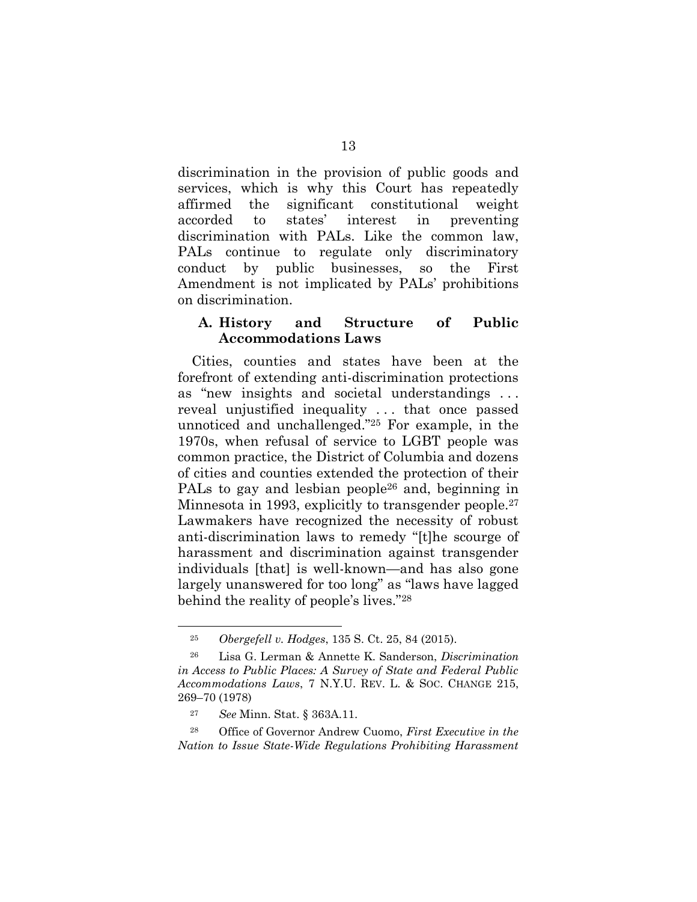discrimination in the provision of public goods and services, which is why this Court has repeatedly affirmed the significant constitutional weight accorded to states' interest in preventing discrimination with PALs. Like the common law, PALs continue to regulate only discriminatory conduct by public businesses, so the First Amendment is not implicated by PALs' prohibitions on discrimination.

### A. History and Structure of Public Accommodations Laws

Cities, counties and states have been at the forefront of extending anti-discrimination protections as "new insights and societal understandings . . . reveal unjustified inequality . . . that once passed unnoticed and unchallenged."[25] For example, in the 1970s, when refusal of service to LGBT people was common practice, the District of Columbia and dozens of cities and counties extended the protection of their PALs to gay and lesbian people[26] and, beginning in Minnesota in 1993, explicitly to transgender people.[27] Lawmakers have recognized the necessity of robust anti-discrimination laws to remedy "[t]he scourge of harassment and discrimination against transgender individuals [that] is well-known—and has also gone largely unanswered for too long" as "laws have lagged behind the reality of people's lives."[28]

---

[25] *Obergefell v. Hodges*, 135 S. Ct. 25, 84 (2015).

[26] Lisa G. Lerman & Annette K. Sanderson, *Discrimination in Access to Public Places: A Survey of State and Federal Public Accommodations Laws*, 7 N.Y.U. REV. L. & SOC. CHANGE 215, 269–70 (1978)

[27] *See* Minn. Stat. § 363A.11.

[28] Office of Governor Andrew Cuomo, *First Executive in the Nation to Issue State-Wide Regulations Prohibiting Harassment*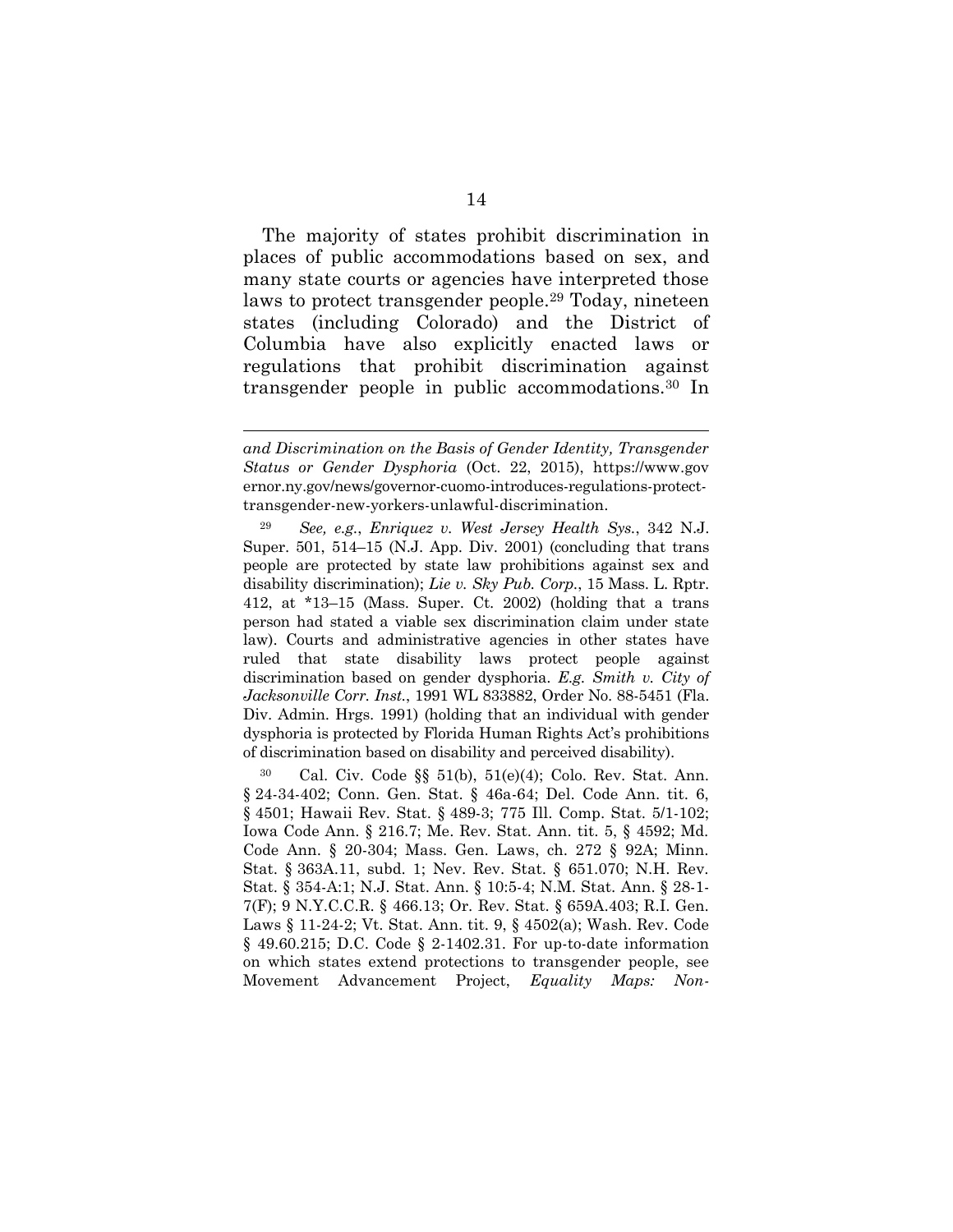The majority of states prohibit discrimination in places of public accommodations based on sex, and many state courts or agencies have interpreted those laws to protect transgender people.[29] Today, nineteen states (including Colorado) and the District of Columbia have also explicitly enacted laws or regulations that prohibit discrimination against transgender people in public accommodations.[30] In

---

*and Discrimination on the Basis of Gender Identity, Transgender Status or Gender Dysphoria* (Oct. 22, 2015), https://www.governor.ny.gov/news/governor-cuomo-introduces-regulations-protect-transgender-new-yorkers-unlawful-discrimination.

[29] *See, e.g.*, *Enriquez v. West Jersey Health Sys.*, 342 N.J. Super. 501, 514–15 (N.J. App. Div. 2001) (concluding that trans people are protected by state law prohibitions against sex and disability discrimination); *Lie v. Sky Pub. Corp.*, 15 Mass. L. Rptr. 412, at *13–15 (Mass. Super. Ct. 2002) (holding that a trans person had stated a viable sex discrimination claim under state law). Courts and administrative agencies in other states have ruled that state disability laws protect people against discrimination based on gender dysphoria. *E.g. Smith v. City of Jacksonville Corr. Inst.*, 1991 WL 833882, Order No. 88-5451 (Fla. Div. Admin. Hrgs. 1991) (holding that an individual with gender dysphoria is protected by Florida Human Rights Act's prohibitions of discrimination based on disability and perceived disability).

[30] Cal. Civ. Code §§ 51(b), 51(e)(4); Colo. Rev. Stat. Ann. § 24-34-402; Conn. Gen. Stat. § 46a-64; Del. Code Ann. tit. 6, § 4501; Hawaii Rev. Stat. § 489-3; 775 Ill. Comp. Stat. 5/1-102; Iowa Code Ann. § 216.7; Me. Rev. Stat. Ann. tit. 5, § 4592; Md. Code Ann. § 20-304; Mass. Gen. Laws, ch. 272 § 92A; Minn. Stat. § 363A.11, subd. 1; Nev. Rev. Stat. § 651.070; N.H. Rev. Stat. § 354-A:1; N.J. Stat. Ann. § 10:5-4; N.M. Stat. Ann. § 28-1-7(F); 9 N.Y.C.C.R. § 466.13; Or. Rev. Stat. § 659A.403; R.I. Gen. Laws § 11-24-2; Vt. Stat. Ann. tit. 9, § 4502(a); Wash. Rev. Code § 49.60.215; D.C. Code § 2-1402.31. For up-to-date information on which states extend protections to transgender people, see Movement Advancement Project, *Equality Maps: Non-*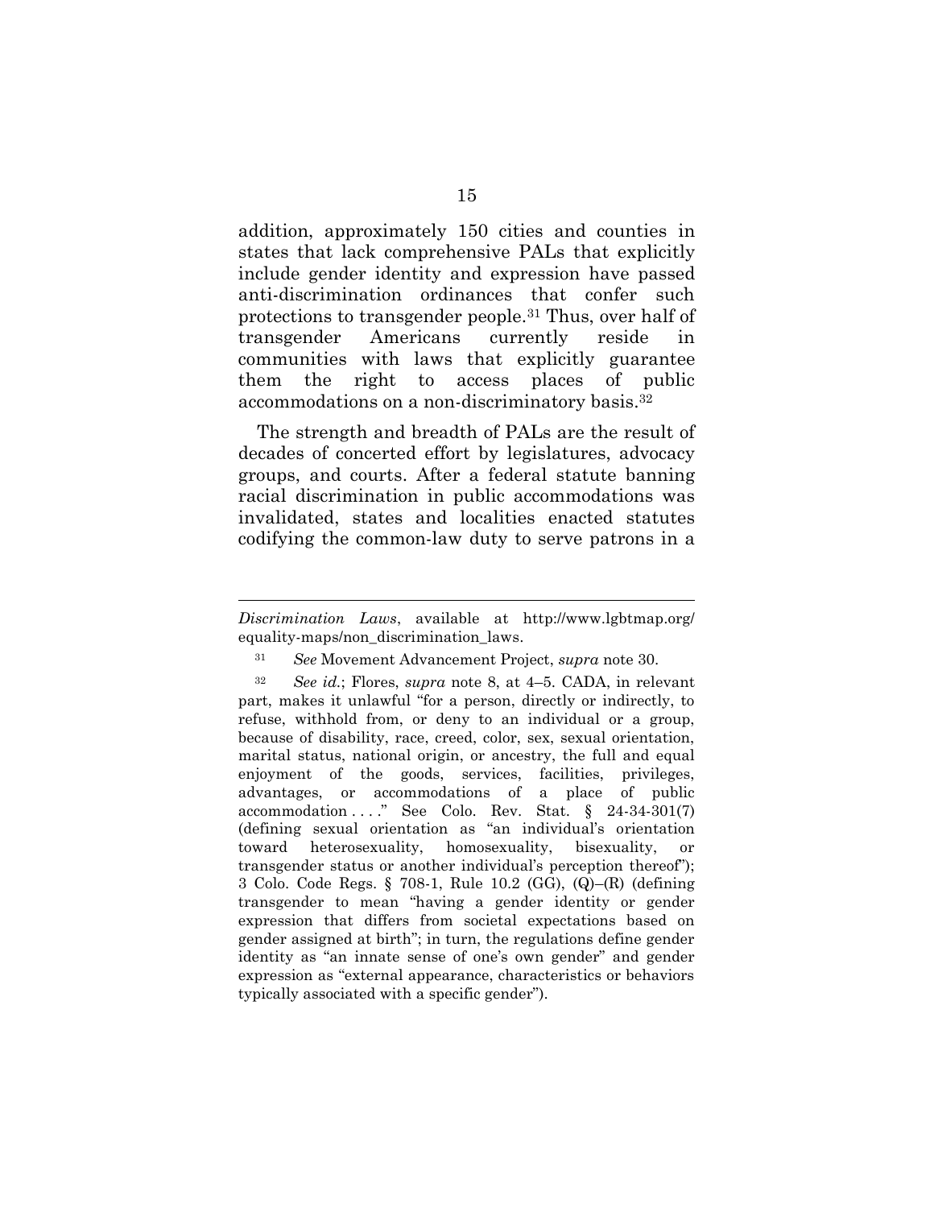addition, approximately 150 cities and counties in states that lack comprehensive PALs that explicitly include gender identity and expression have passed anti-discrimination ordinances that confer such protections to transgender people.[31] Thus, over half of transgender Americans currently reside in communities with laws that explicitly guarantee them the right to access places of public accommodations on a non-discriminatory basis.[32]

The strength and breadth of PALs are the result of decades of concerted effort by legislatures, advocacy groups, and courts. After a federal statute banning racial discrimination in public accommodations was invalidated, states and localities enacted statutes codifying the common-law duty to serve patrons in a

---

*Discrimination Laws*, available at http://www.lgbtmap.org/equality-maps/non_discrimination_laws.

[31] *See* Movement Advancement Project, *supra* note 30.

[32] *See id.*; Flores, *supra* note 8, at 4–5. CADA, in relevant part, makes it unlawful "for a person, directly or indirectly, to refuse, withhold from, or deny to an individual or a group, because of disability, race, creed, color, sex, sexual orientation, marital status, national origin, or ancestry, the full and equal enjoyment of the goods, services, facilities, privileges, advantages, or accommodations of a place of public accommodation . . . ." See Colo. Rev. Stat. § 24-34-301(7) (defining sexual orientation as "an individual's orientation toward heterosexuality, homosexuality, bisexuality, or transgender status or another individual's perception thereof"); 3 Colo. Code Regs. § 708-1, Rule 10.2 (GG), (Q)–(R) (defining transgender to mean "having a gender identity or gender expression that differs from societal expectations based on gender assigned at birth"; in turn, the regulations define gender identity as "an innate sense of one's own gender" and gender expression as "external appearance, characteristics or behaviors typically associated with a specific gender").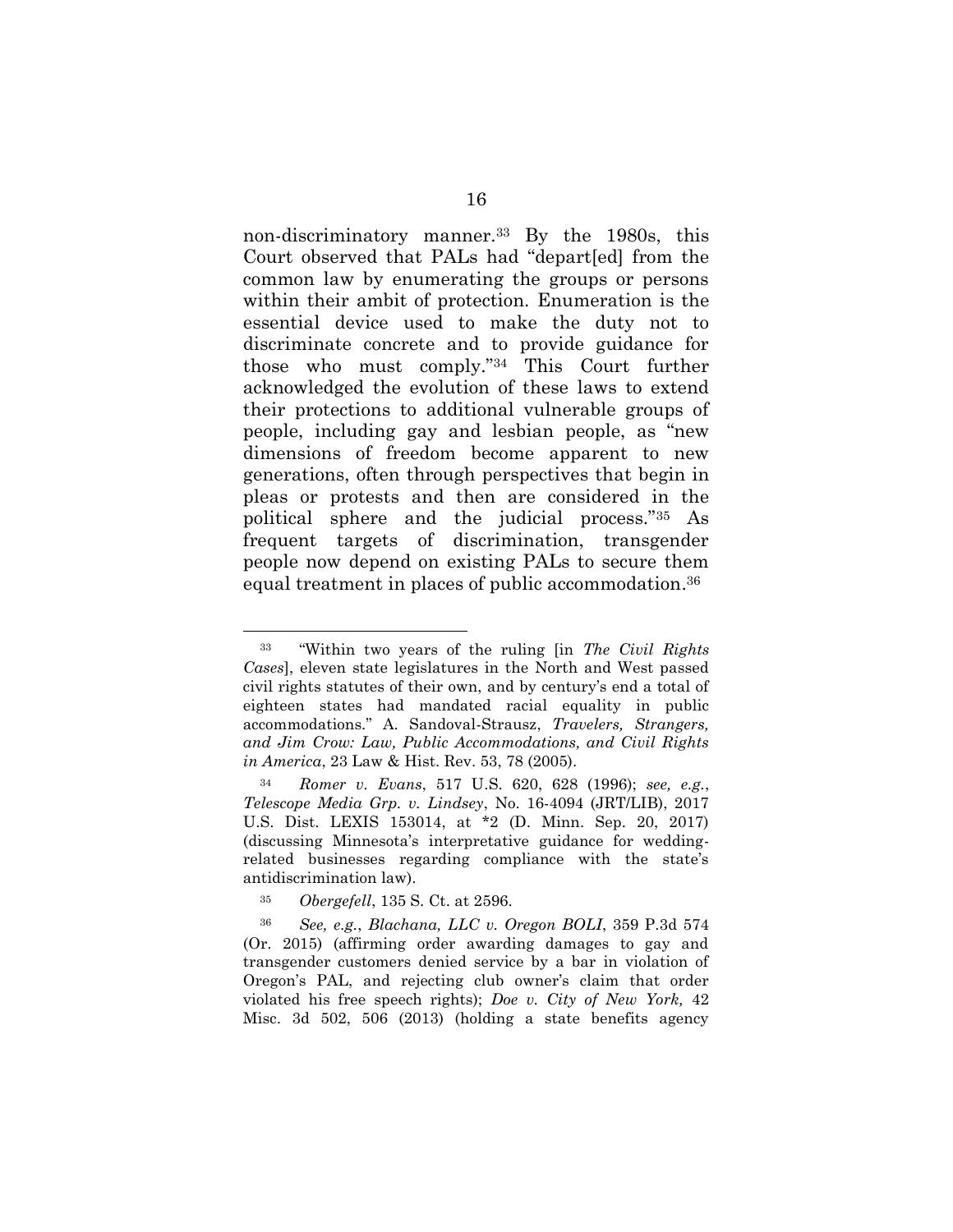non-discriminatory manner.[33] By the 1980s, this Court observed that PALs had "depart[ed] from the common law by enumerating the groups or persons within their ambit of protection. Enumeration is the essential device used to make the duty not to discriminate concrete and to provide guidance for those who must comply."[34] This Court further acknowledged the evolution of these laws to extend their protections to additional vulnerable groups of people, including gay and lesbian people, as "new dimensions of freedom become apparent to new generations, often through perspectives that begin in pleas or protests and then are considered in the political sphere and the judicial process."[35] As frequent targets of discrimination, transgender people now depend on existing PALs to secure them equal treatment in places of public accommodation.[36]

---

[33] "Within two years of the ruling [in *The Civil Rights Cases*], eleven state legislatures in the North and West passed civil rights statutes of their own, and by century's end a total of eighteen states had mandated racial equality in public accommodations." A. Sandoval-Strausz, *Travelers, Strangers, and Jim Crow: Law, Public Accommodations, and Civil Rights in America*, 23 Law & Hist. Rev. 53, 78 (2005).

[34] *Romer v. Evans*, 517 U.S. 620, 628 (1996); *see, e.g.*, *Telescope Media Grp. v. Lindsey*, No. 16-4094 (JRT/LIB), 2017 U.S. Dist. LEXIS 153014, at *2 (D. Minn. Sep. 20, 2017) (discussing Minnesota's interpretative guidance for wedding-related businesses regarding compliance with the state's antidiscrimination law).

[35] *Obergefell*, 135 S. Ct. at 2596.

[36] *See, e.g.*, *Blachana, LLC v. Oregon BOLI*, 359 P.3d 574 (Or. 2015) (affirming order awarding damages to gay and transgender customers denied service by a bar in violation of Oregon's PAL, and rejecting club owner's claim that order violated his free speech rights); *Doe v. City of New York,* 42 Misc. 3d 502, 506 (2013) (holding a state benefits agency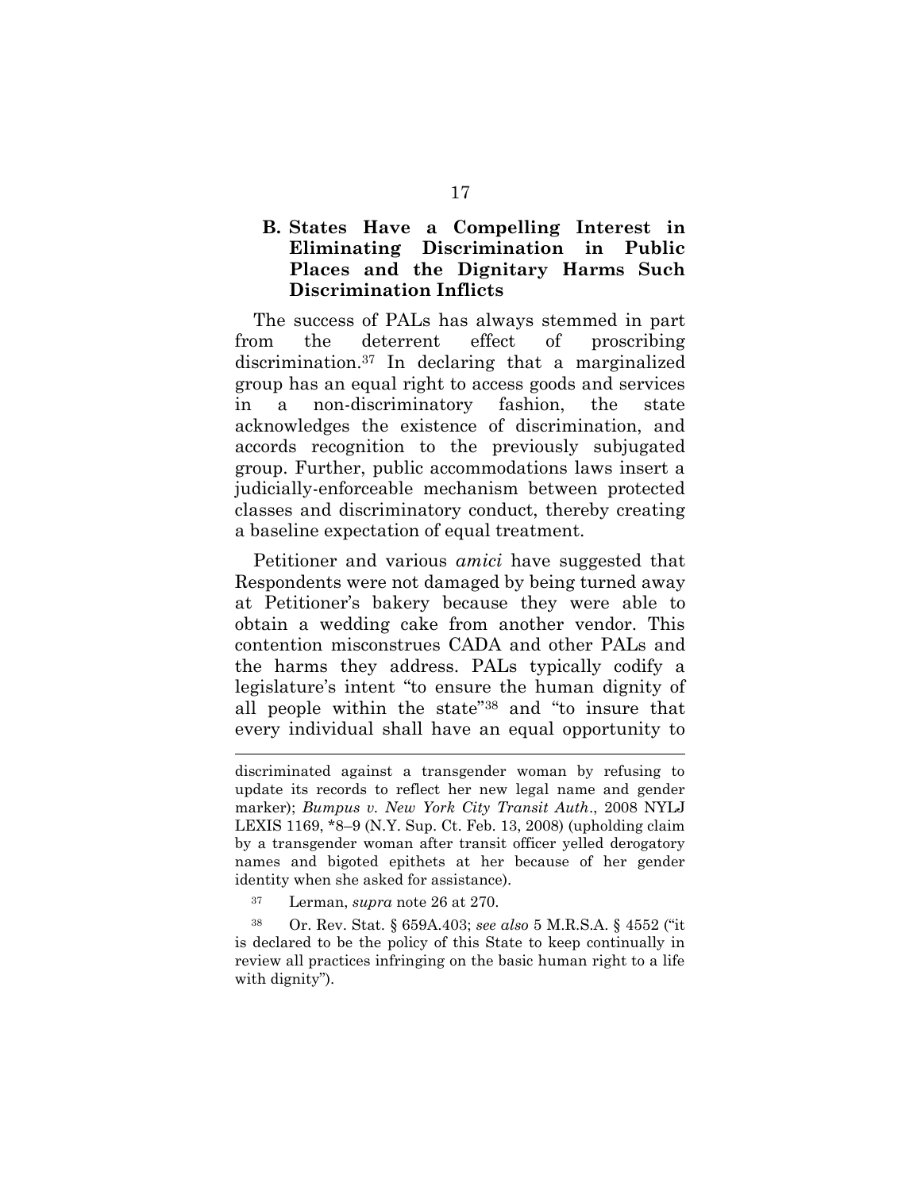### B. States Have a Compelling Interest in Eliminating Discrimination in Public Places and the Dignitary Harms Such Discrimination Inflicts

The success of PALs has always stemmed in part from the deterrent effect of proscribing discrimination.[37] In declaring that a marginalized group has an equal right to access goods and services in a non-discriminatory fashion, the state acknowledges the existence of discrimination, and accords recognition to the previously subjugated group. Further, public accommodations laws insert a judicially-enforceable mechanism between protected classes and discriminatory conduct, thereby creating a baseline expectation of equal treatment.

Petitioner and various *amici* have suggested that Respondents were not damaged by being turned away at Petitioner's bakery because they were able to obtain a wedding cake from another vendor. This contention misconstrues CADA and other PALs and the harms they address. PALs typically codify a legislature's intent "to ensure the human dignity of all people within the state"[38] and "to insure that every individual shall have an equal opportunity to

---

discriminated against a transgender woman by refusing to update its records to reflect her new legal name and gender marker); *Bumpus v. New York City Transit Auth*., 2008 NYLJ LEXIS 1169, *8–9 (N.Y. Sup. Ct. Feb. 13, 2008) (upholding claim by a transgender woman after transit officer yelled derogatory names and bigoted epithets at her because of her gender identity when she asked for assistance).

[37] Lerman, *supra* note 26 at 270.

[38] Or. Rev. Stat. § 659A.403; *see also* 5 M.R.S.A. § 4552 ("it is declared to be the policy of this State to keep continually in review all practices infringing on the basic human right to a life with dignity").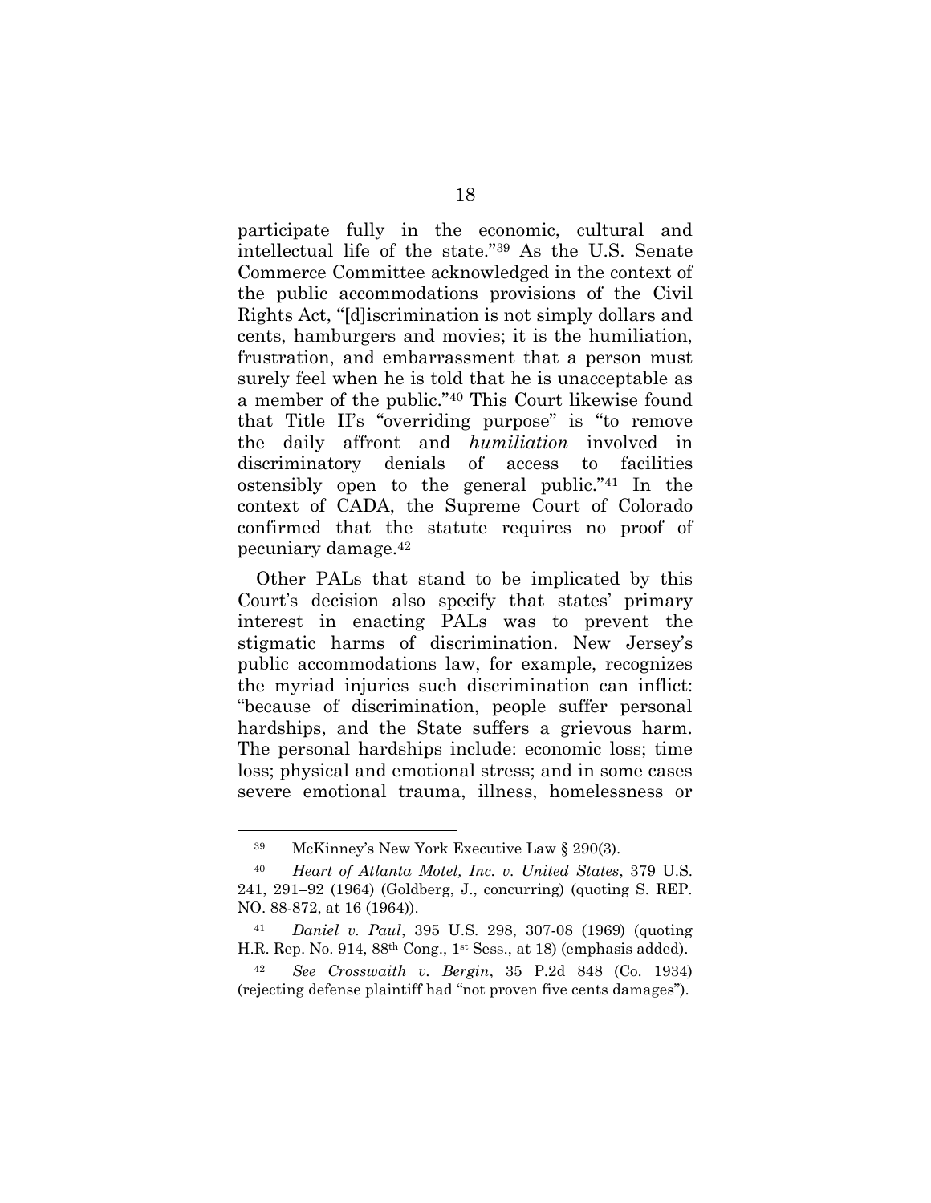participate fully in the economic, cultural and intellectual life of the state."[39] As the U.S. Senate Commerce Committee acknowledged in the context of the public accommodations provisions of the Civil Rights Act, "[d]iscrimination is not simply dollars and cents, hamburgers and movies; it is the humiliation, frustration, and embarrassment that a person must surely feel when he is told that he is unacceptable as a member of the public."[40] This Court likewise found that Title II's "overriding purpose" is "to remove the daily affront and *humiliation* involved in discriminatory denials of access to facilities ostensibly open to the general public."[41] In the context of CADA, the Supreme Court of Colorado confirmed that the statute requires no proof of pecuniary damage.[42]

Other PALs that stand to be implicated by this Court's decision also specify that states' primary interest in enacting PALs was to prevent the stigmatic harms of discrimination. New Jersey's public accommodations law, for example, recognizes the myriad injuries such discrimination can inflict: "because of discrimination, people suffer personal hardships, and the State suffers a grievous harm. The personal hardships include: economic loss; time loss; physical and emotional stress; and in some cases severe emotional trauma, illness, homelessness or

---

[39] McKinney's New York Executive Law § 290(3).

[40] *Heart of Atlanta Motel, Inc. v. United States*, 379 U.S. 241, 291–92 (1964) (Goldberg, J., concurring) (quoting S. REP. NO. 88-872, at 16 (1964)).

[41] *Daniel v. Paul*, 395 U.S. 298, 307-08 (1969) (quoting H.R. Rep. No. 914, 88th Cong., 1st Sess., at 18) (emphasis added).

[42] *See Crosswaith v. Bergin*, 35 P.2d 848 (Co. 1934) (rejecting defense plaintiff had "not proven five cents damages").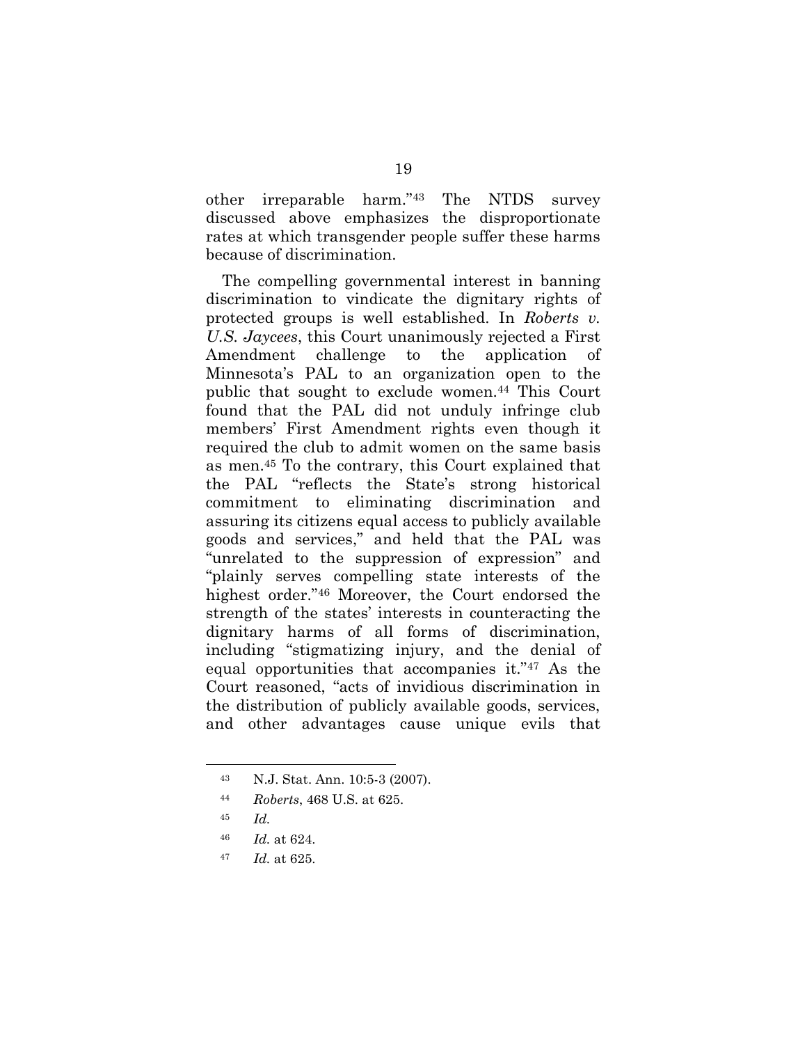other irreparable harm."[43] The NTDS survey discussed above emphasizes the disproportionate rates at which transgender people suffer these harms because of discrimination.

The compelling governmental interest in banning discrimination to vindicate the dignitary rights of protected groups is well established. In *Roberts v. U.S. Jaycees*, this Court unanimously rejected a First Amendment challenge to the application of Minnesota's PAL to an organization open to the public that sought to exclude women.[44] This Court found that the PAL did not unduly infringe club members' First Amendment rights even though it required the club to admit women on the same basis as men.[45] To the contrary, this Court explained that the PAL "reflects the State's strong historical commitment to eliminating discrimination and assuring its citizens equal access to publicly available goods and services," and held that the PAL was "unrelated to the suppression of expression" and "plainly serves compelling state interests of the highest order."[46] Moreover, the Court endorsed the strength of the states' interests in counteracting the dignitary harms of all forms of discrimination, including "stigmatizing injury, and the denial of equal opportunities that accompanies it."[47] As the Court reasoned, "acts of invidious discrimination in the distribution of publicly available goods, services, and other advantages cause unique evils that

---

[43] N.J. Stat. Ann. 10:5-3 (2007).

[44] *Roberts*, 468 U.S. at 625.

[45] *Id.*

[46] *Id.* at 624.

[47] *Id.* at 625.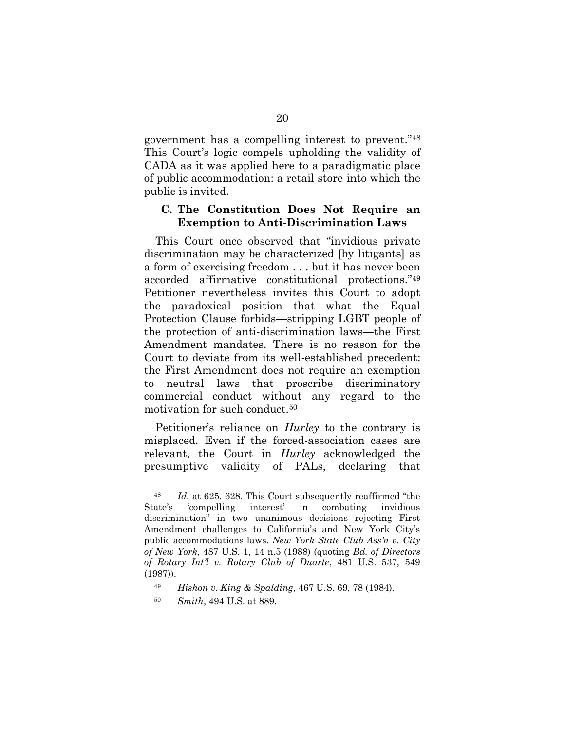government has a compelling interest to prevent."[48] This Court's logic compels upholding the validity of CADA as it was applied here to a paradigmatic place of public accommodation: a retail store into which the public is invited.

### C. The Constitution Does Not Require an Exemption to Anti-Discrimination Laws

This Court once observed that "invidious private discrimination may be characterized [by litigants] as a form of exercising freedom . . . but it has never been accorded affirmative constitutional protections."[49] Petitioner nevertheless invites this Court to adopt the paradoxical position that what the Equal Protection Clause forbids—stripping LGBT people of the protection of anti-discrimination laws—the First Amendment mandates. There is no reason for the Court to deviate from its well-established precedent: the First Amendment does not require an exemption to neutral laws that proscribe discriminatory commercial conduct without any regard to the motivation for such conduct.[50]

Petitioner's reliance on *Hurley* to the contrary is misplaced. Even if the forced-association cases are relevant, the Court in *Hurley* acknowledged the presumptive validity of PALs, declaring that

---

[48] *Id.* at 625, 628. This Court subsequently reaffirmed "the State's 'compelling interest' in combating invidious discrimination" in two unanimous decisions rejecting First Amendment challenges to California's and New York City's public accommodations laws. *New York State Club Ass'n v. City of New York*, 487 U.S. 1, 14 n.5 (1988) (quoting *Bd. of Directors of Rotary Int'l v. Rotary Club of Duarte*, 481 U.S. 537, 549 (1987)).

[49] *Hishon v. King & Spalding*, 467 U.S. 69, 78 (1984).

[50] *Smith*, 494 U.S. at 889.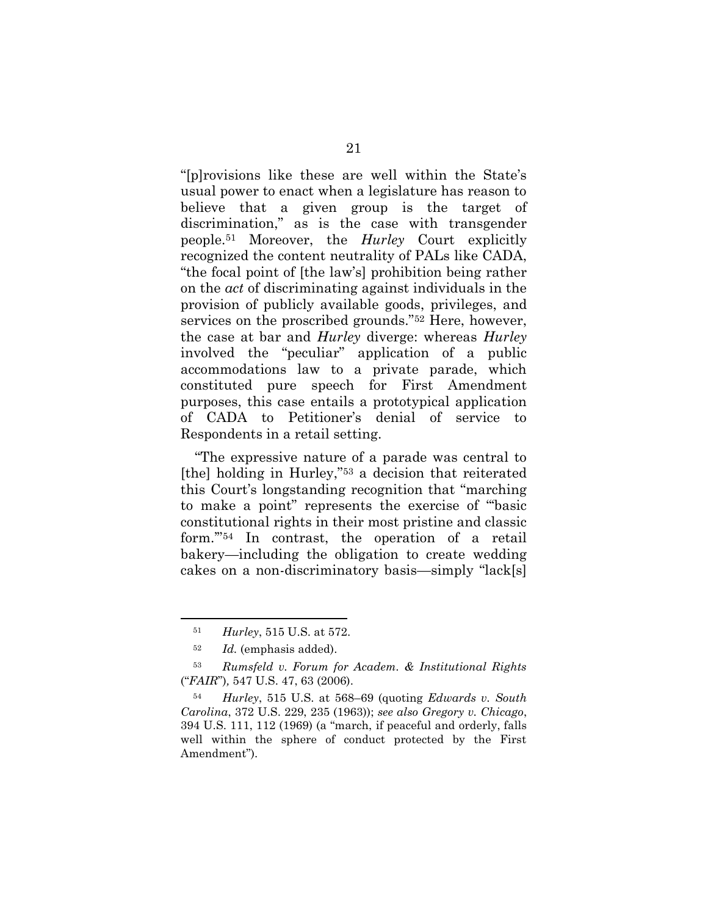"[p]rovisions like these are well within the State's usual power to enact when a legislature has reason to believe that a given group is the target of discrimination," as is the case with transgender people.[51] Moreover, the *Hurley* Court explicitly recognized the content neutrality of PALs like CADA, "the focal point of [the law's] prohibition being rather on the *act* of discriminating against individuals in the provision of publicly available goods, privileges, and services on the proscribed grounds."[52] Here, however, the case at bar and *Hurley* diverge: whereas *Hurley* involved the "peculiar" application of a public accommodations law to a private parade, which constituted pure speech for First Amendment purposes, this case entails a prototypical application of CADA to Petitioner's denial of service to Respondents in a retail setting.

"The expressive nature of a parade was central to [the] holding in Hurley,"[53] a decision that reiterated this Court's longstanding recognition that "marching to make a point" represents the exercise of "'basic constitutional rights in their most pristine and classic form.'"[54] In contrast, the operation of a retail bakery—including the obligation to create wedding cakes on a non-discriminatory basis—simply "lack[s]

---

[51] *Hurley*, 515 U.S. at 572.

[52] *Id.* (emphasis added).

[53] *Rumsfeld v. Forum for Academ. & Institutional Rights* ("*FAIR*")*,* 547 U.S. 47, 63 (2006).

[54] *Hurley*, 515 U.S. at 568–69 (quoting *Edwards v. South Carolina*, 372 U.S. 229, 235 (1963)); *see also Gregory v. Chicago*, 394 U.S. 111, 112 (1969) (a "march, if peaceful and orderly, falls well within the sphere of conduct protected by the First Amendment").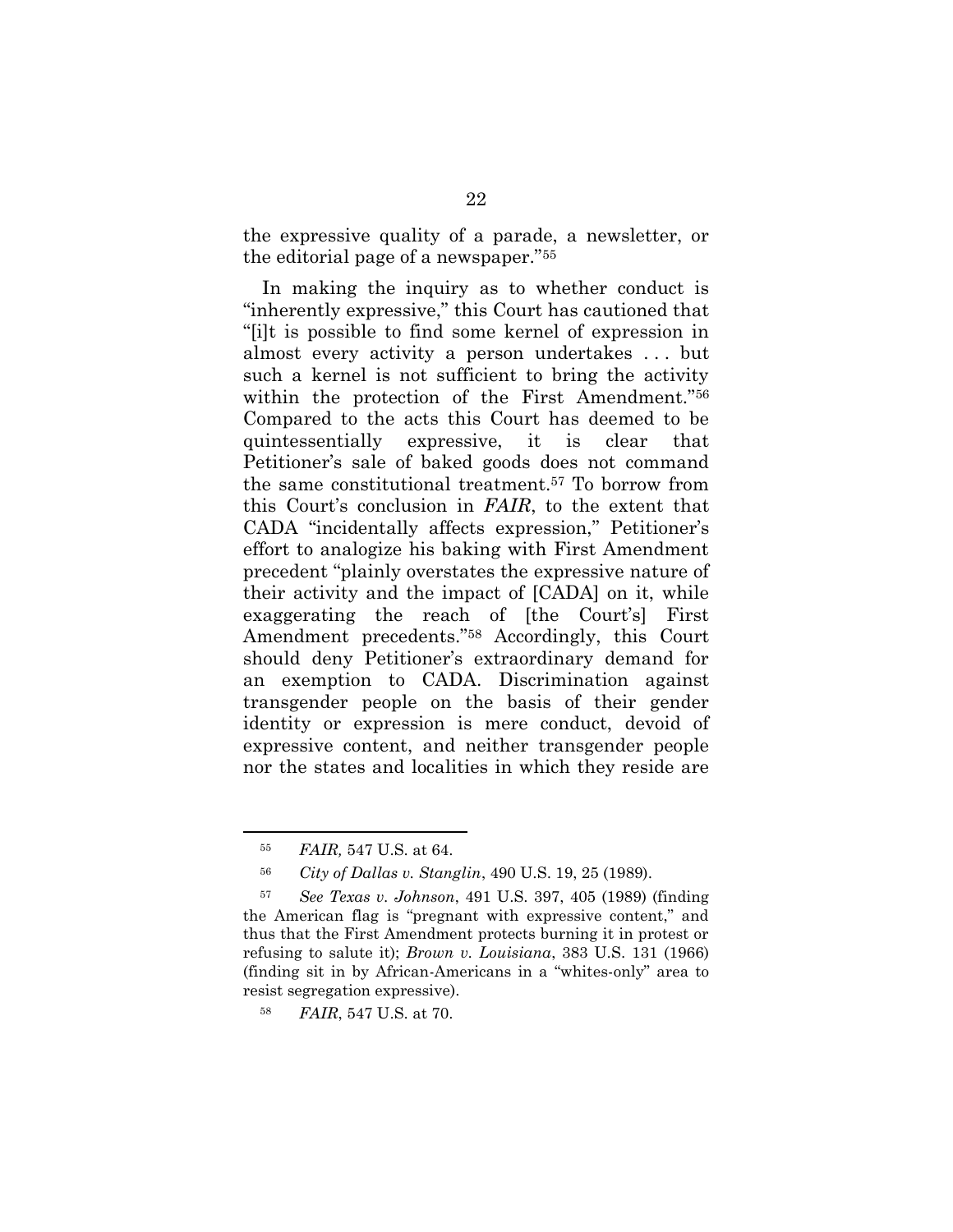the expressive quality of a parade, a newsletter, or the editorial page of a newspaper."[55]

In making the inquiry as to whether conduct is "inherently expressive," this Court has cautioned that "[i]t is possible to find some kernel of expression in almost every activity a person undertakes . . . but such a kernel is not sufficient to bring the activity within the protection of the First Amendment."[56] Compared to the acts this Court has deemed to be quintessentially expressive, it is clear that Petitioner's sale of baked goods does not command the same constitutional treatment.[57] To borrow from this Court's conclusion in ***FAIR***, to the extent that CADA "incidentally affects expression," Petitioner's effort to analogize his baking with First Amendment precedent "plainly overstates the expressive nature of their activity and the impact of [CADA] on it, while exaggerating the reach of [the Court's] First Amendment precedents."[58] Accordingly, this Court should deny Petitioner's extraordinary demand for an exemption to CADA. Discrimination against transgender people on the basis of their gender identity or expression is mere conduct, devoid of expressive content, and neither transgender people nor the states and localities in which they reside are

---

[55] *FAIR,* 547 U.S. at 64.

[56] *City of Dallas v. Stanglin*, 490 U.S. 19, 25 (1989).

[57] *See Texas v. Johnson*, 491 U.S. 397, 405 (1989) (finding the American flag is "pregnant with expressive content," and thus that the First Amendment protects burning it in protest or refusing to salute it); *Brown v. Louisiana*, 383 U.S. 131 (1966) (finding sit in by African-Americans in a "whites-only" area to resist segregation expressive).

[58] *FAIR*, 547 U.S. at 70.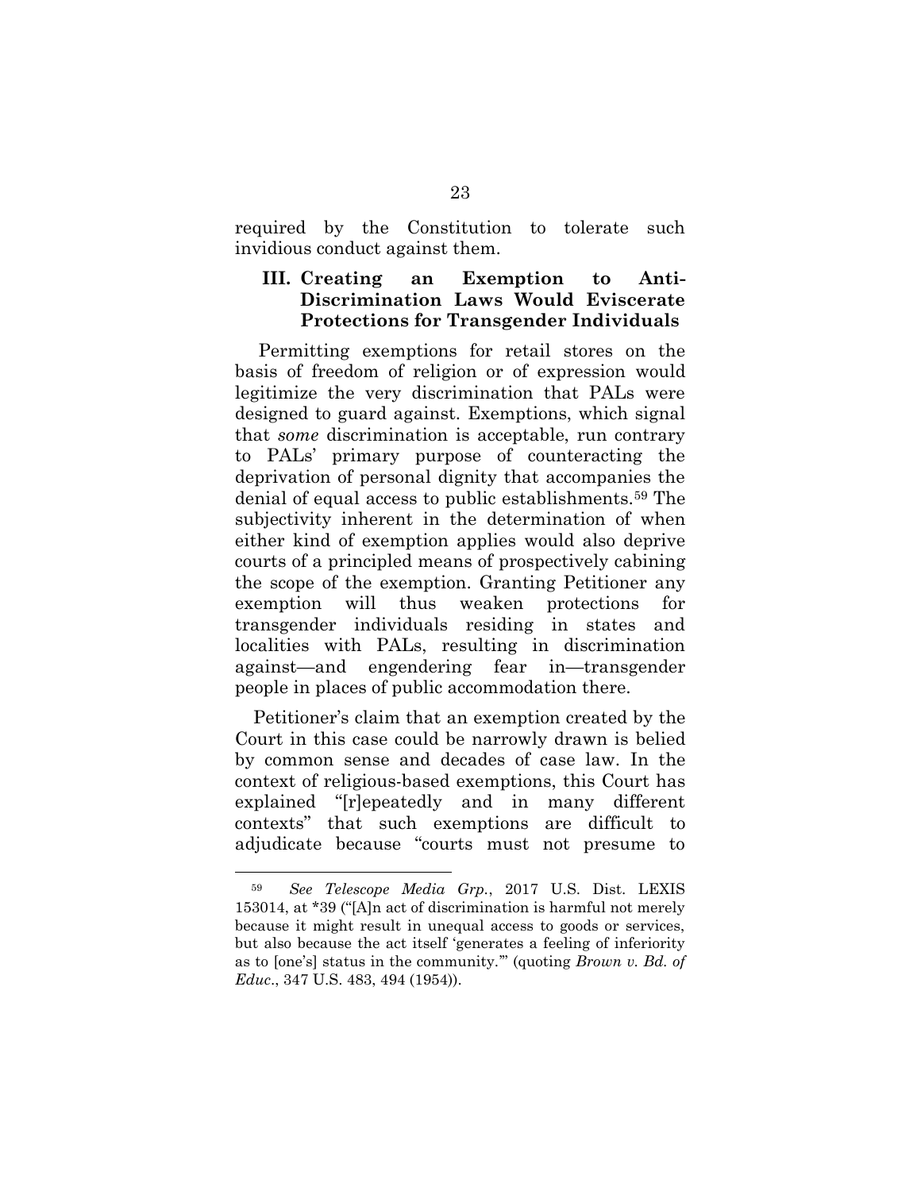required by the Constitution to tolerate such invidious conduct against them.

### III. Creating an Exemption to Anti-Discrimination Laws Would Eviscerate Protections for Transgender Individuals

Permitting exemptions for retail stores on the basis of freedom of religion or of expression would legitimize the very discrimination that PALs were designed to guard against. Exemptions, which signal that *some* discrimination is acceptable, run contrary to PALs' primary purpose of counteracting the deprivation of personal dignity that accompanies the denial of equal access to public establishments.[59] The subjectivity inherent in the determination of when either kind of exemption applies would also deprive courts of a principled means of prospectively cabining the scope of the exemption. Granting Petitioner any exemption will thus weaken protections for transgender individuals residing in states and localities with PALs, resulting in discrimination against—and engendering fear in—transgender people in places of public accommodation there.

Petitioner's claim that an exemption created by the Court in this case could be narrowly drawn is belied by common sense and decades of case law. In the context of religious-based exemptions, this Court has explained "[r]epeatedly and in many different contexts" that such exemptions are difficult to adjudicate because "courts must not presume to

---

[59] *See Telescope Media Grp.*, 2017 U.S. Dist. LEXIS 153014, at *39 ("[A]n act of discrimination is harmful not merely because it might result in unequal access to goods or services, but also because the act itself 'generates a feeling of inferiority as to [one's] status in the community.'" (quoting *Brown v. Bd. of Educ.*, 347 U.S. 483, 494 (1954)).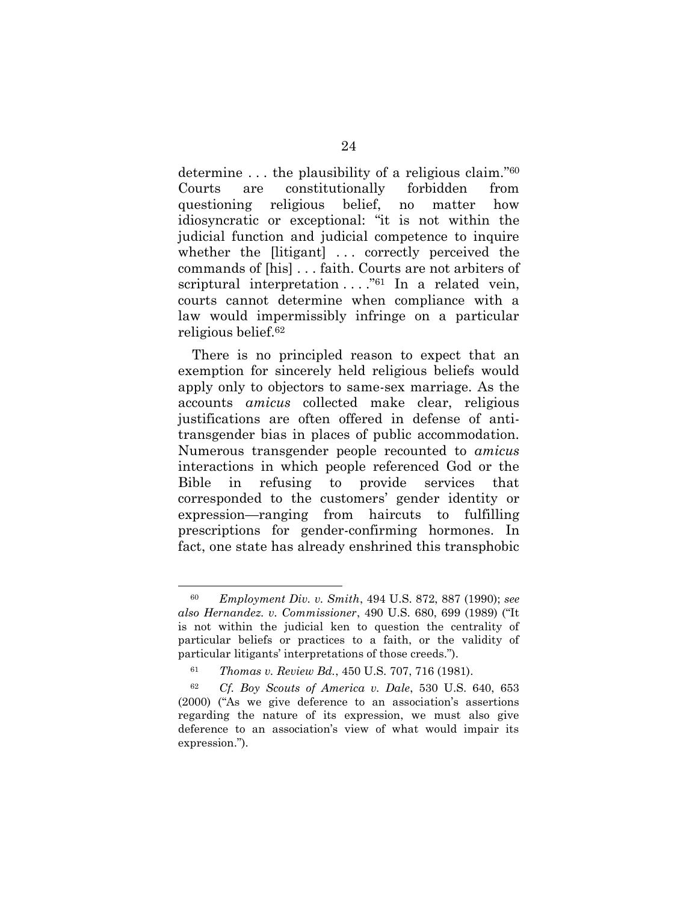determine . . . the plausibility of a religious claim."[60] Courts are constitutionally forbidden from questioning religious belief, no matter how idiosyncratic or exceptional: "it is not within the judicial function and judicial competence to inquire whether the [litigant] . . . correctly perceived the commands of [his] . . . faith. Courts are not arbiters of scriptural interpretation . . . ."[61] In a related vein, courts cannot determine when compliance with a law would impermissibly infringe on a particular religious belief.[62]

There is no principled reason to expect that an exemption for sincerely held religious beliefs would apply only to objectors to same-sex marriage. As the accounts *amicus* collected make clear, religious justifications are often offered in defense of anti-transgender bias in places of public accommodation. Numerous transgender people recounted to *amicus* interactions in which people referenced God or the Bible in refusing to provide services that corresponded to the customers' gender identity or expression—ranging from haircuts to fulfilling prescriptions for gender-confirming hormones. In fact, one state has already enshrined this transphobic

---

[60] *Employment Div. v. Smith*, 494 U.S. 872, 887 (1990); *see also Hernandez. v. Commissioner*, 490 U.S. 680, 699 (1989) ("It is not within the judicial ken to question the centrality of particular beliefs or practices to a faith, or the validity of particular litigants' interpretations of those creeds.").

[61] *Thomas v. Review Bd.*, 450 U.S. 707, 716 (1981).

[62] *Cf. Boy Scouts of America v. Dale*, 530 U.S. 640, 653 (2000) ("As we give deference to an association's assertions regarding the nature of its expression, we must also give deference to an association's view of what would impair its expression.").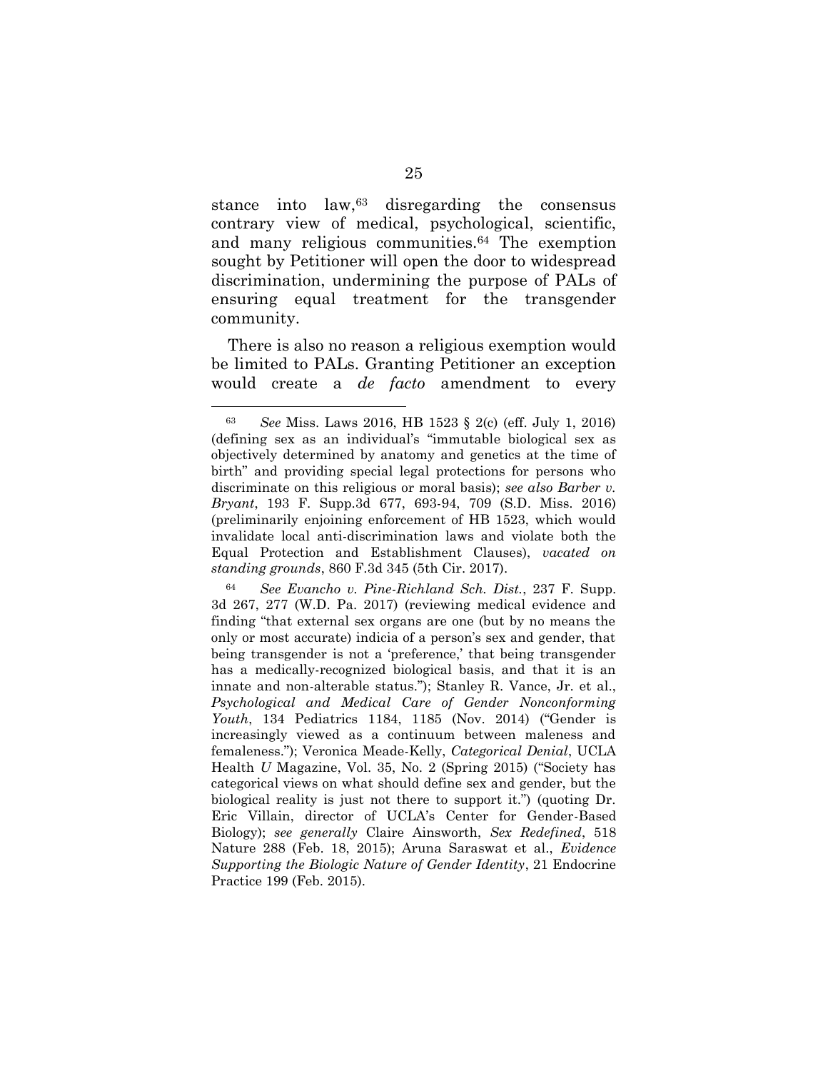stance into law,[63] disregarding the consensus contrary view of medical, psychological, scientific, and many religious communities.[64] The exemption sought by Petitioner will open the door to widespread discrimination, undermining the purpose of PALs of ensuring equal treatment for the transgender community.

There is also no reason a religious exemption would be limited to PALs. Granting Petitioner an exception would create a *de facto* amendment to every

---

[63] *See* Miss. Laws 2016, HB 1523 § 2(c) (eff. July 1, 2016) (defining sex as an individual's "immutable biological sex as objectively determined by anatomy and genetics at the time of birth" and providing special legal protections for persons who discriminate on this religious or moral basis); *see also Barber v. Bryant*, 193 F. Supp.3d 677, 693-94, 709 (S.D. Miss. 2016) (preliminarily enjoining enforcement of HB 1523, which would invalidate local anti-discrimination laws and violate both the Equal Protection and Establishment Clauses), *vacated on standing grounds*, 860 F.3d 345 (5th Cir. 2017).

[64] *See Evancho v. Pine-Richland Sch. Dist.*, 237 F. Supp. 3d 267, 277 (W.D. Pa. 2017) (reviewing medical evidence and finding "that external sex organs are one (but by no means the only or most accurate) indicia of a person's sex and gender, that being transgender is not a 'preference,' that being transgender has a medically-recognized biological basis, and that it is an innate and non-alterable status."); Stanley R. Vance, Jr. et al., *Psychological and Medical Care of Gender Nonconforming Youth*, 134 Pediatrics 1184, 1185 (Nov. 2014) ("Gender is increasingly viewed as a continuum between maleness and femaleness."); Veronica Meade-Kelly, *Categorical Denial*, UCLA Health *U* Magazine, Vol. 35, No. 2 (Spring 2015) ("Society has categorical views on what should define sex and gender, but the biological reality is just not there to support it.") (quoting Dr. Eric Villain, director of UCLA's Center for Gender-Based Biology); *see generally* Claire Ainsworth, *Sex Redefined*, 518 Nature 288 (Feb. 18, 2015); Aruna Saraswat et al., *Evidence Supporting the Biologic Nature of Gender Identity*, 21 Endocrine Practice 199 (Feb. 2015).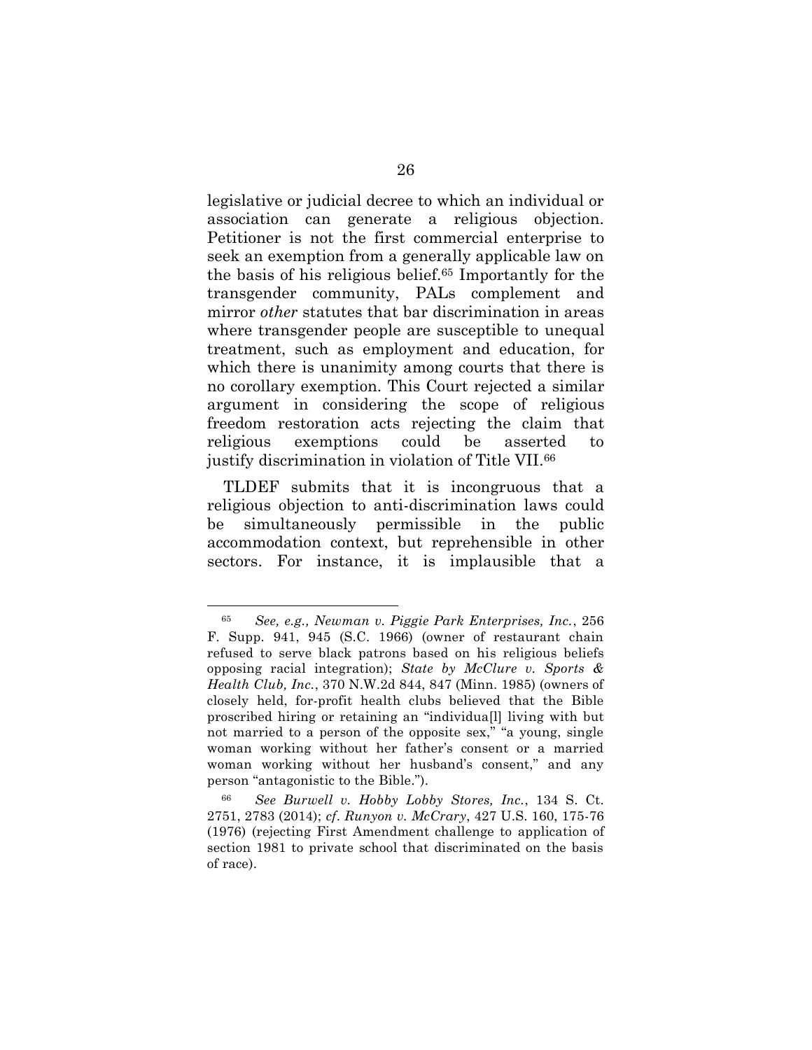legislative or judicial decree to which an individual or association can generate a religious objection. Petitioner is not the first commercial enterprise to seek an exemption from a generally applicable law on the basis of his religious belief.[65] Importantly for the transgender community, PALs complement and mirror *other* statutes that bar discrimination in areas where transgender people are susceptible to unequal treatment, such as employment and education, for which there is unanimity among courts that there is no corollary exemption. This Court rejected a similar argument in considering the scope of religious freedom restoration acts rejecting the claim that religious exemptions could be asserted to justify discrimination in violation of Title VII.[66]

TLDEF submits that it is incongruous that a religious objection to anti-discrimination laws could be simultaneously permissible in the public accommodation context, but reprehensible in other sectors. For instance, it is implausible that a

---

[65] *See, e.g., Newman v. Piggie Park Enterprises, Inc.*, 256 F. Supp. 941, 945 (S.C. 1966) (owner of restaurant chain refused to serve black patrons based on his religious beliefs opposing racial integration); *State by McClure v. Sports & Health Club, Inc.*, 370 N.W.2d 844, 847 (Minn. 1985) (owners of closely held, for-profit health clubs believed that the Bible proscribed hiring or retaining an "individua[l] living with but not married to a person of the opposite sex," "a young, single woman working without her father's consent or a married woman working without her husband's consent," and any person "antagonistic to the Bible.").

[66] *See Burwell v. Hobby Lobby Stores, Inc.*, 134 S. Ct. 2751, 2783 (2014); *cf. Runyon v. McCrary*, 427 U.S. 160, 175-76 (1976) (rejecting First Amendment challenge to application of section 1981 to private school that discriminated on the basis of race).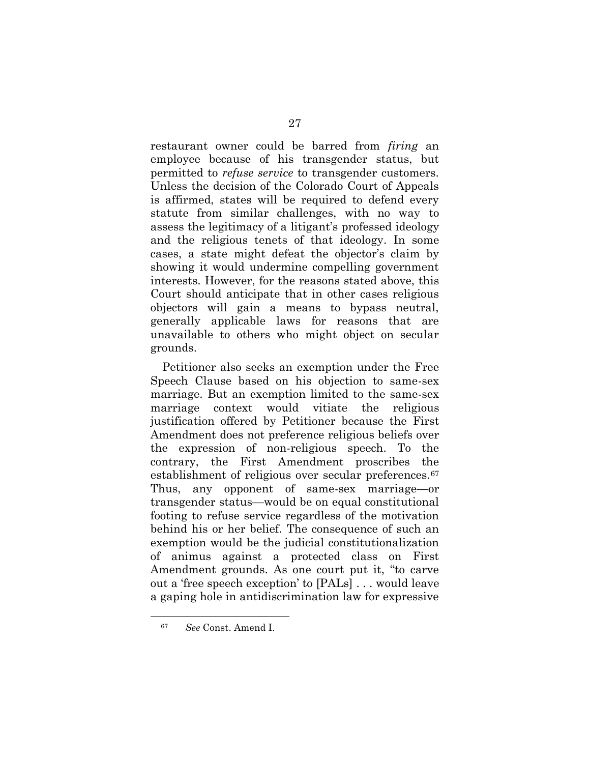restaurant owner could be barred from *firing* an employee because of his transgender status, but permitted to *refuse service* to transgender customers. Unless the decision of the Colorado Court of Appeals is affirmed, states will be required to defend every statute from similar challenges, with no way to assess the legitimacy of a litigant's professed ideology and the religious tenets of that ideology. In some cases, a state might defeat the objector's claim by showing it would undermine compelling government interests. However, for the reasons stated above, this Court should anticipate that in other cases religious objectors will gain a means to bypass neutral, generally applicable laws for reasons that are unavailable to others who might object on secular grounds.

Petitioner also seeks an exemption under the Free Speech Clause based on his objection to same-sex marriage. But an exemption limited to the same-sex marriage context would vitiate the religious justification offered by Petitioner because the First Amendment does not preference religious beliefs over the expression of non-religious speech. To the contrary, the First Amendment proscribes the establishment of religious over secular preferences.[67] Thus, any opponent of same-sex marriage—or transgender status—would be on equal constitutional footing to refuse service regardless of the motivation behind his or her belief. The consequence of such an exemption would be the judicial constitutionalization of animus against a protected class on First Amendment grounds. As one court put it, "to carve out a 'free speech exception' to [PALs] . . . would leave a gaping hole in antidiscrimination law for expressive

[67] *See* Const. Amend I.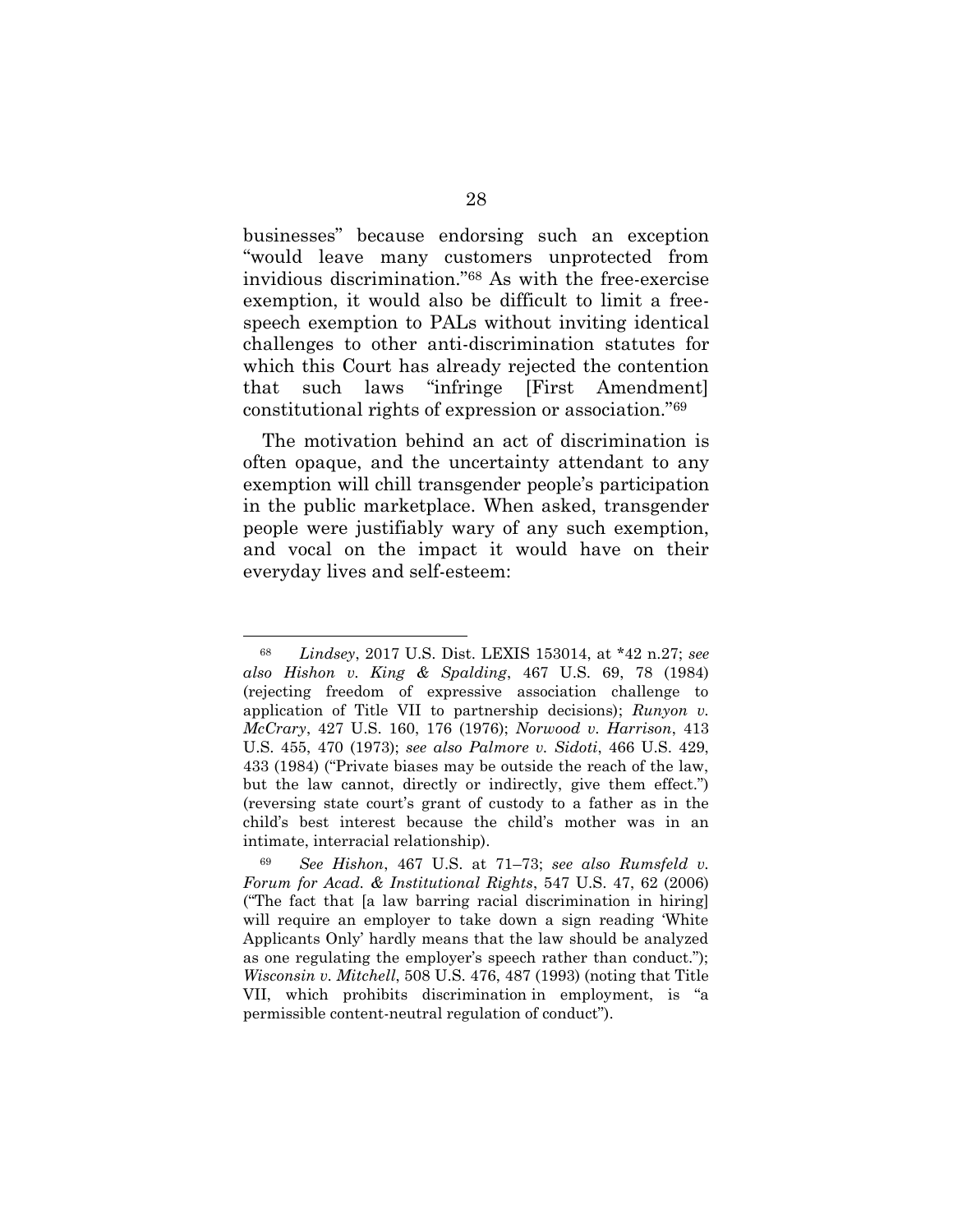businesses" because endorsing such an exception "would leave many customers unprotected from invidious discrimination."[68] As with the free-exercise exemption, it would also be difficult to limit a free-speech exemption to PALs without inviting identical challenges to other anti-discrimination statutes for which this Court has already rejected the contention that such laws "infringe [First Amendment] constitutional rights of expression or association."[69]

The motivation behind an act of discrimination is often opaque, and the uncertainty attendant to any exemption will chill transgender people's participation in the public marketplace. When asked, transgender people were justifiably wary of any such exemption, and vocal on the impact it would have on their everyday lives and self-esteem:

---

[68] *Lindsey*, 2017 U.S. Dist. LEXIS 153014, at *42 n.27; *see also Hishon v. King & Spalding*, 467 U.S. 69, 78 (1984) (rejecting freedom of expressive association challenge to application of Title VII to partnership decisions); *Runyon v. McCrary*, 427 U.S. 160, 176 (1976); *Norwood v. Harrison*, 413 U.S. 455, 470 (1973); *see also Palmore v. Sidoti*, 466 U.S. 429, 433 (1984) ("Private biases may be outside the reach of the law, but the law cannot, directly or indirectly, give them effect.") (reversing state court's grant of custody to a father as in the child's best interest because the child's mother was in an intimate, interracial relationship).

[69] *See Hishon*, 467 U.S. at 71–73; *see also Rumsfeld v. Forum for Acad. & Institutional Rights*, 547 U.S. 47, 62 (2006) ("The fact that [a law barring racial discrimination in hiring] will require an employer to take down a sign reading 'White Applicants Only' hardly means that the law should be analyzed as one regulating the employer's speech rather than conduct."); *Wisconsin v. Mitchell*, 508 U.S. 476, 487 (1993) (noting that Title VII, which prohibits discrimination in employment, is "a permissible content-neutral regulation of conduct").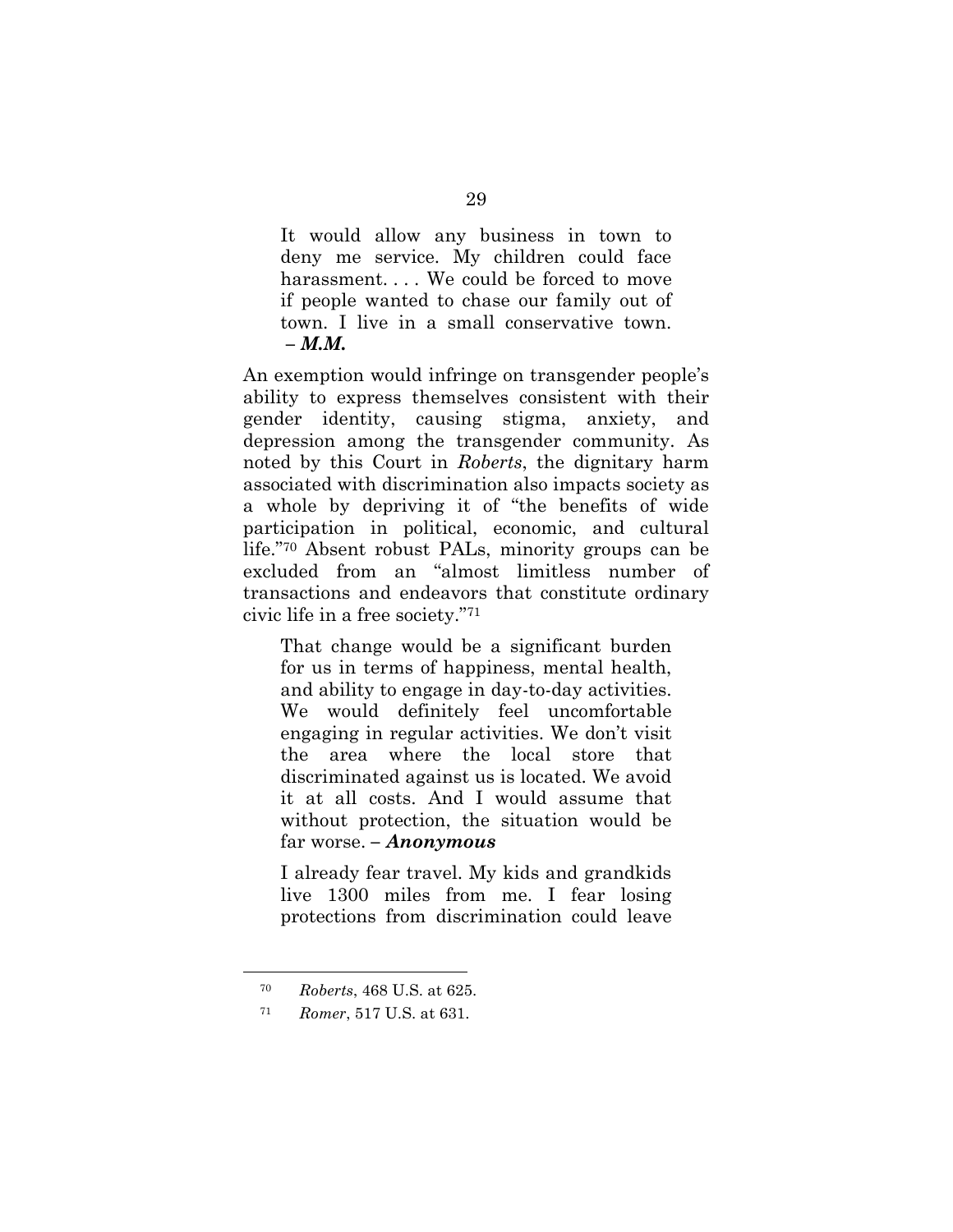> It would allow any business in town to deny me service. My children could face harassment. . . . We could be forced to move if people wanted to chase our family out of town. I live in a small conservative town. **– *M.M.***

An exemption would infringe on transgender people's ability to express themselves consistent with their gender identity, causing stigma, anxiety, and depression among the transgender community. As noted by this Court in *Roberts*, the dignitary harm associated with discrimination also impacts society as a whole by depriving it of "the benefits of wide participation in political, economic, and cultural life."[70] Absent robust PALs, minority groups can be excluded from an "almost limitless number of transactions and endeavors that constitute ordinary civic life in a free society."[71]

> That change would be a significant burden for us in terms of happiness, mental health, and ability to engage in day-to-day activities. We would definitely feel uncomfortable engaging in regular activities. We don't visit the area where the local store that discriminated against us is located. We avoid it at all costs. And I would assume that without protection, the situation would be far worse. **– *Anonymous***

> I already fear travel. My kids and grandkids live 1300 miles from me. I fear losing protections from discrimination could leave

[70] *Roberts*, 468 U.S. at 625.

[71] *Romer*, 517 U.S. at 631.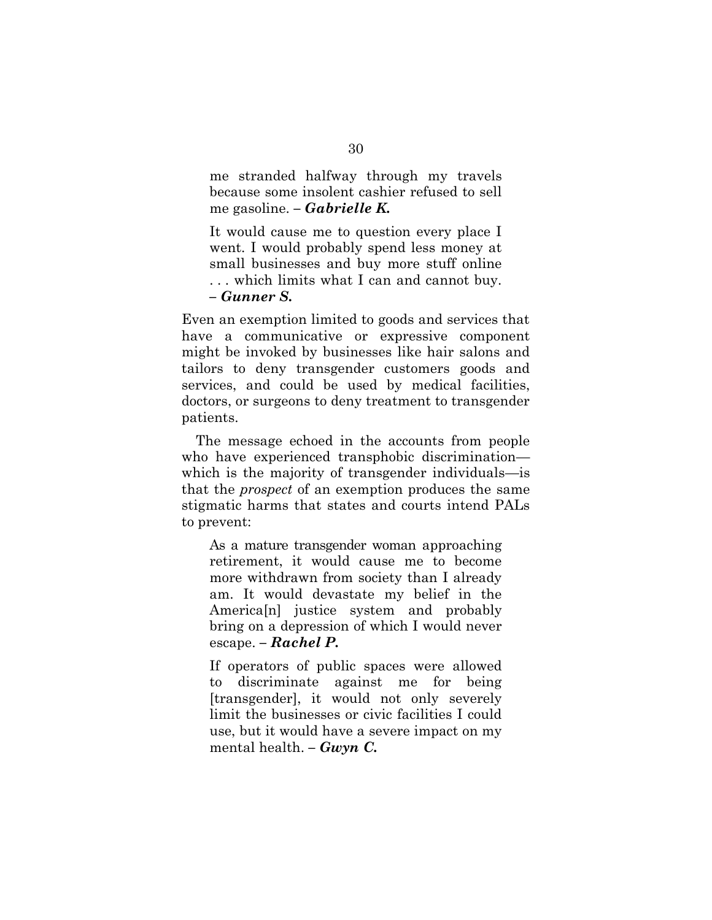> me stranded halfway through my travels because some insolent cashier refused to sell me gasoline. – ***Gabrielle K.***

> It would cause me to question every place I went. I would probably spend less money at small businesses and buy more stuff online . . . which limits what I can and cannot buy. – ***Gunner S.***

Even an exemption limited to goods and services that have a communicative or expressive component might be invoked by businesses like hair salons and tailors to deny transgender customers goods and services, and could be used by medical facilities, doctors, or surgeons to deny treatment to transgender patients.

The message echoed in the accounts from people who have experienced transphobic discrimination—which is the majority of transgender individuals—is that the *prospect* of an exemption produces the same stigmatic harms that states and courts intend PALs to prevent:

> As a mature transgender woman approaching retirement, it would cause me to become more withdrawn from society than I already am. It would devastate my belief in the America[n] justice system and probably bring on a depression of which I would never escape. – ***Rachel P.***

> If operators of public spaces were allowed to discriminate against me for being [transgender], it would not only severely limit the businesses or civic facilities I could use, but it would have a severe impact on my mental health. – ***Gwyn C.***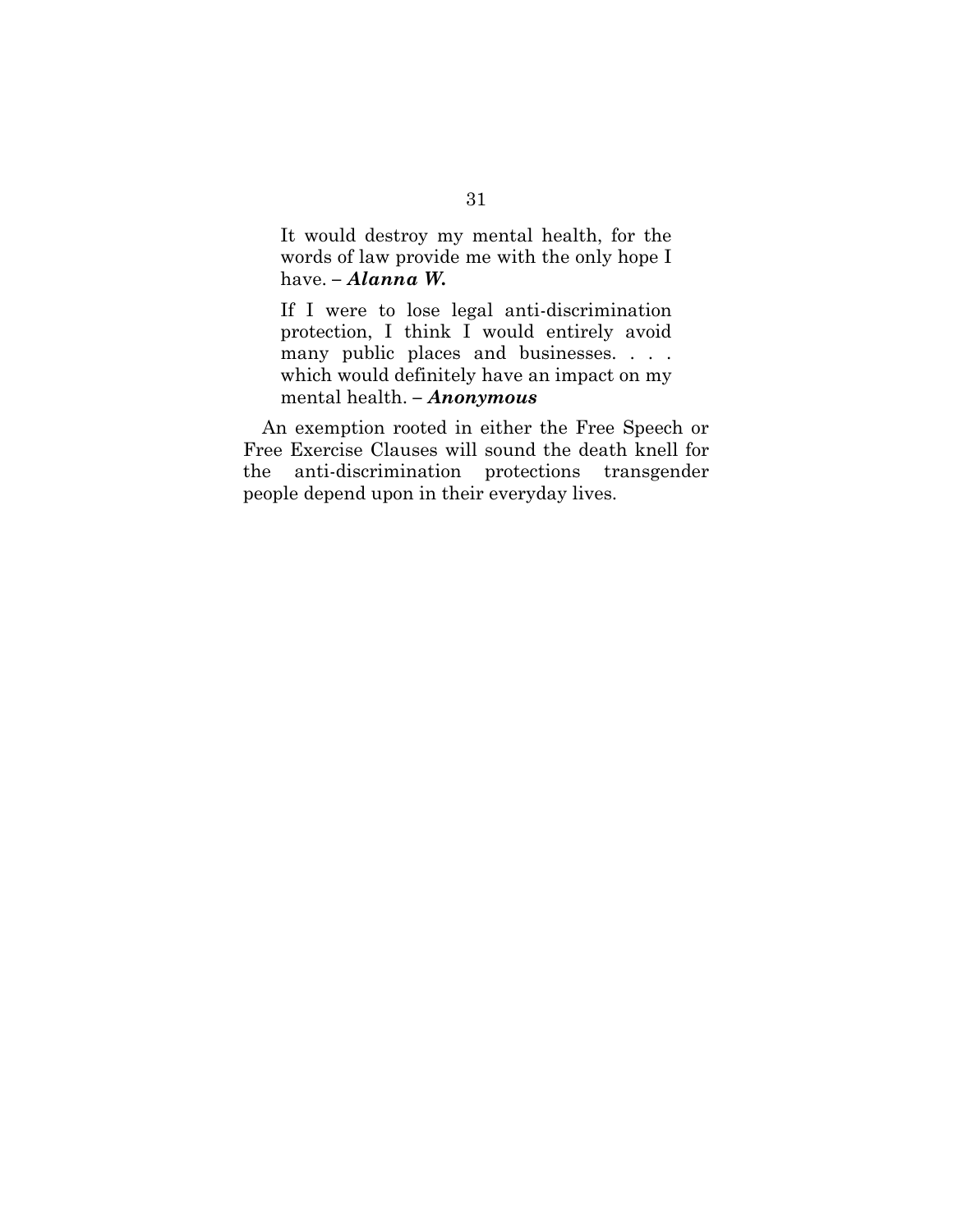> It would destroy my mental health, for the words of law provide me with the only hope I have. – ***Alanna W.***

> If I were to lose legal anti-discrimination protection, I think I would entirely avoid many public places and businesses. . . . which would definitely have an impact on my mental health. – ***Anonymous***

An exemption rooted in either the Free Speech or Free Exercise Clauses will sound the death knell for the anti-discrimination protections transgender people depend upon in their everyday lives.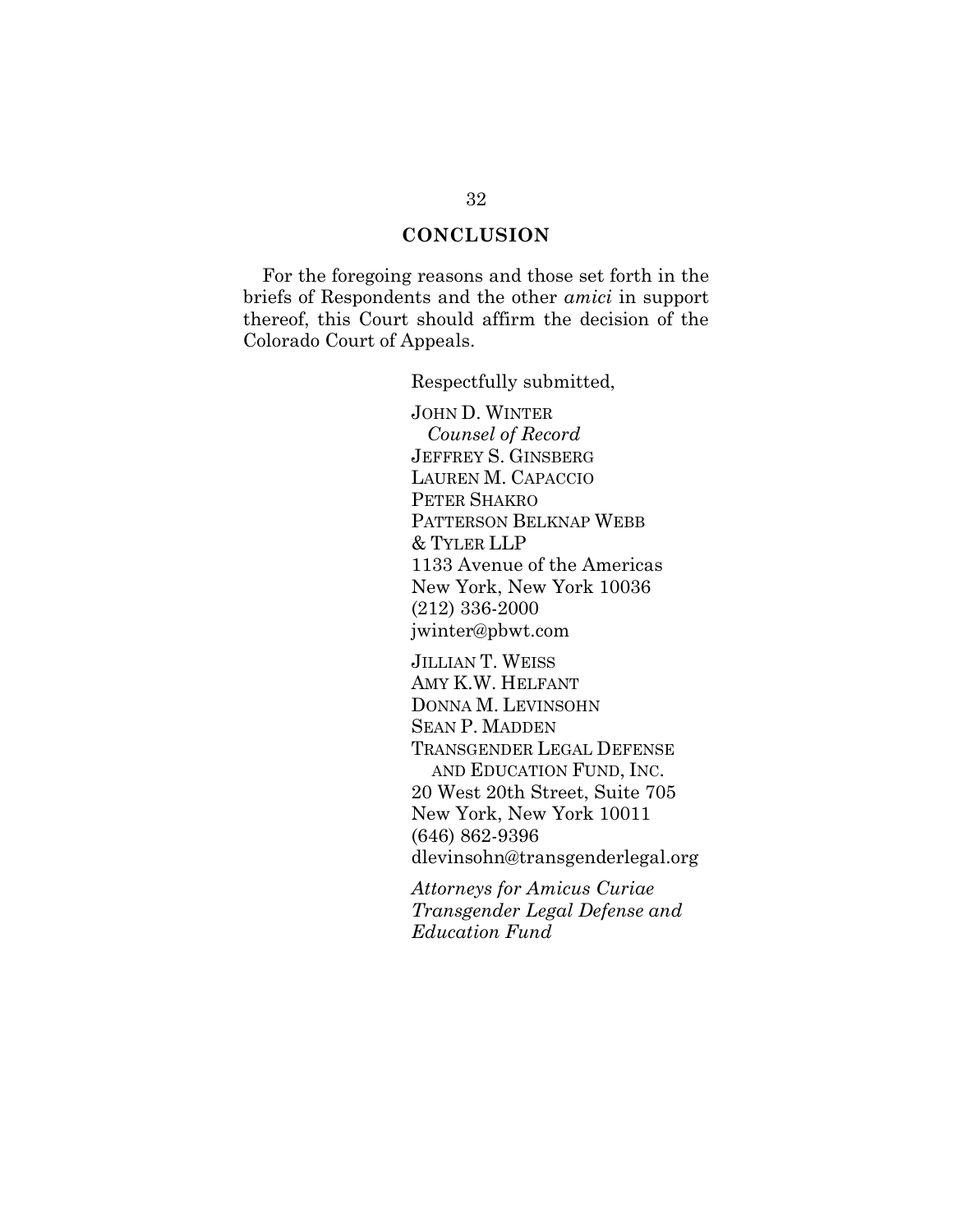## CONCLUSION

For the foregoing reasons and those set forth in the briefs of Respondents and the other *amici* in support thereof, this Court should affirm the decision of the Colorado Court of Appeals.

Respectfully submitted,

JOHN D. WINTER
*Counsel of Record*
JEFFREY S. GINSBERG
LAUREN M. CAPACCIO
PETER SHAKRO
PATTERSON BELKNAP WEBB & TYLER LLP
1133 Avenue of the Americas
New York, New York 10036
(212) 336-2000
jwinter@pbwt.com

JILLIAN T. WEISS
AMY K.W. HELFANT
DONNA M. LEVINSOHN
SEAN P. MADDEN
TRANSGENDER LEGAL DEFENSE AND EDUCATION FUND, INC.
20 West 20th Street, Suite 705
New York, New York 10011
(646) 862-9396
dlevinsohn@transgenderlegal.org

*Attorneys for Amicus Curiae Transgender Legal Defense and Education Fund*